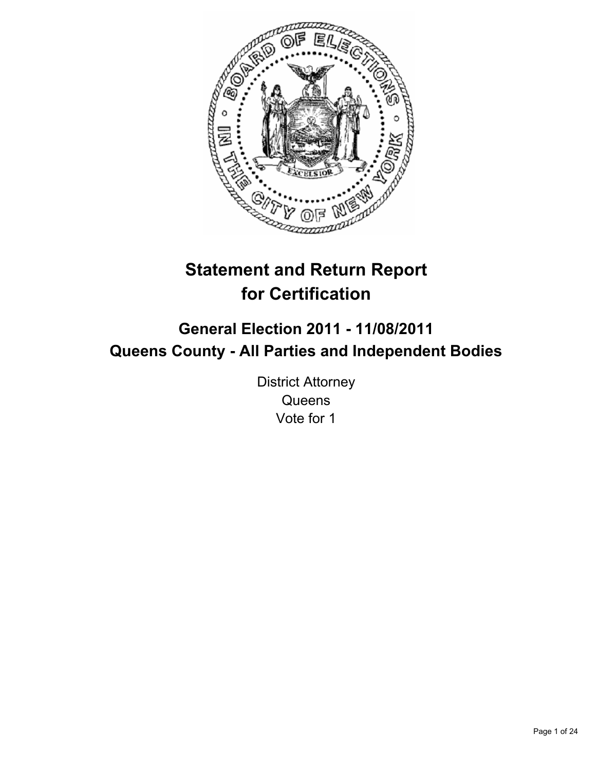# Statement and Return Report for Certification

## General Election 2011 - 11/08/2011
## Queens County - All Parties and Independent Bodies

District Attorney
Queens
Vote for 1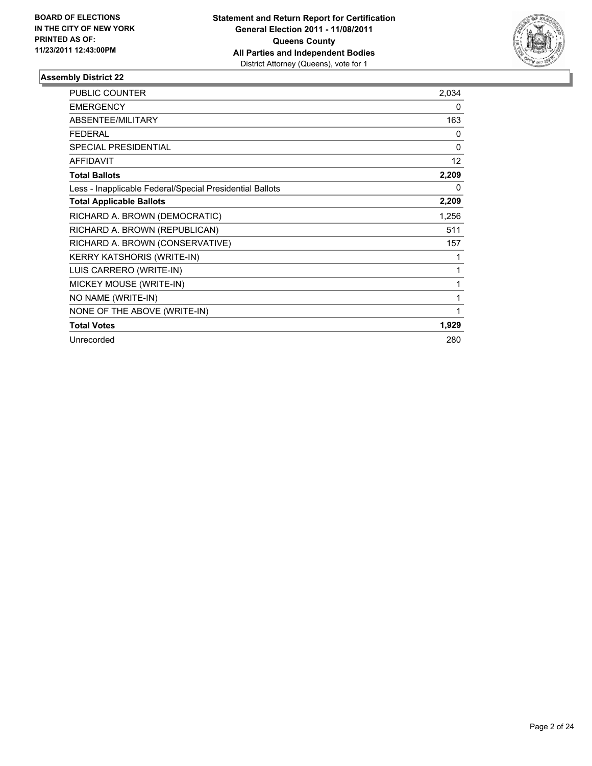**BOARD OF ELECTIONS IN THE CITY OF NEW YORK PRINTED AS OF: 11/23/2011 12:43:00PM**

**Statement and Return Report for Certification**
**General Election 2011 - 11/08/2011**
**Queens County**
**All Parties and Independent Bodies**
District Attorney (Queens), vote for 1

## Assembly District 22

| | |
|---|---|
| PUBLIC COUNTER | 2,034 |
| EMERGENCY | 0 |
| ABSENTEE/MILITARY | 163 |
| FEDERAL | 0 |
| SPECIAL PRESIDENTIAL | 0 |
| AFFIDAVIT | 12 |
| **Total Ballots** | **2,209** |
| Less - Inapplicable Federal/Special Presidential Ballots | 0 |
| **Total Applicable Ballots** | **2,209** |
| RICHARD A. BROWN (DEMOCRATIC) | 1,256 |
| RICHARD A. BROWN (REPUBLICAN) | 511 |
| RICHARD A. BROWN (CONSERVATIVE) | 157 |
| KERRY KATSHORIS (WRITE-IN) | 1 |
| LUIS CARRERO (WRITE-IN) | 1 |
| MICKEY MOUSE (WRITE-IN) | 1 |
| NO NAME (WRITE-IN) | 1 |
| NONE OF THE ABOVE (WRITE-IN) | 1 |
| **Total Votes** | **1,929** |
| Unrecorded | 280 |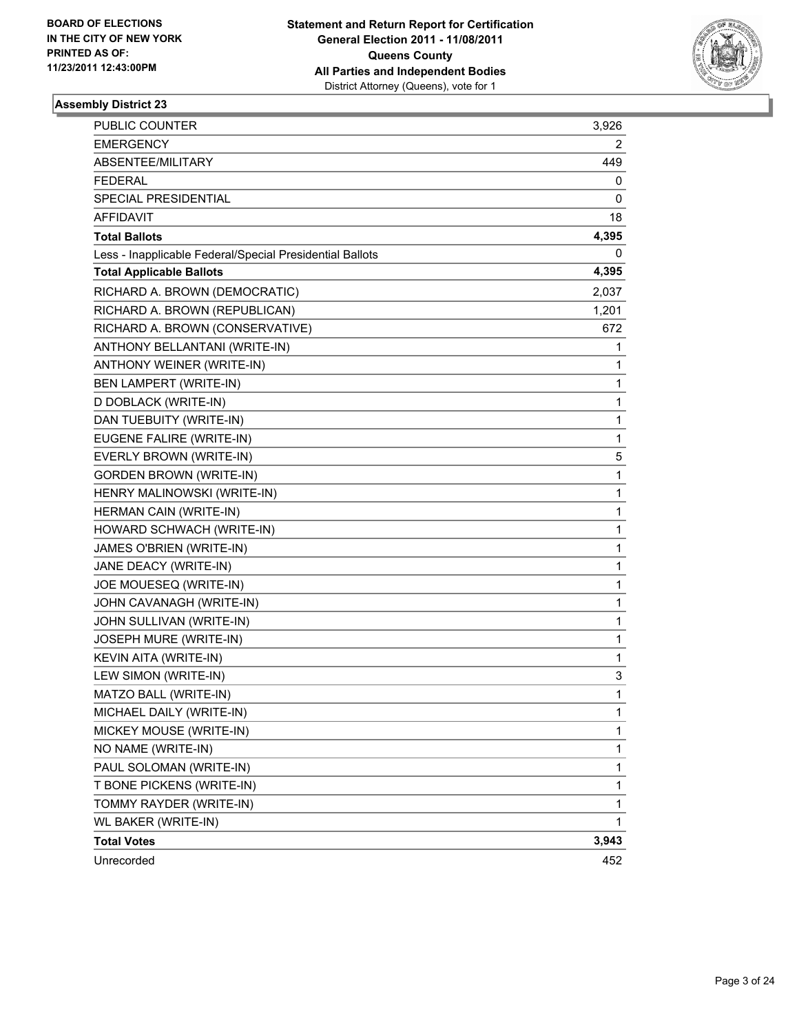**BOARD OF ELECTIONS IN THE CITY OF NEW YORK PRINTED AS OF: 11/23/2011 12:43:00PM**

**Statement and Return Report for Certification General Election 2011 - 11/08/2011 Queens County All Parties and Independent Bodies**
District Attorney (Queens), vote for 1

### Assembly District 23

| | |
|---|---|
| PUBLIC COUNTER | 3,926 |
| EMERGENCY | 2 |
| ABSENTEE/MILITARY | 449 |
| FEDERAL | 0 |
| SPECIAL PRESIDENTIAL | 0 |
| AFFIDAVIT | 18 |
| **Total Ballots** | **4,395** |
| Less - Inapplicable Federal/Special Presidential Ballots | 0 |
| **Total Applicable Ballots** | **4,395** |
| RICHARD A. BROWN (DEMOCRATIC) | 2,037 |
| RICHARD A. BROWN (REPUBLICAN) | 1,201 |
| RICHARD A. BROWN (CONSERVATIVE) | 672 |
| ANTHONY BELLANTANI (WRITE-IN) | 1 |
| ANTHONY WEINER (WRITE-IN) | 1 |
| BEN LAMPERT (WRITE-IN) | 1 |
| D DOBLACK (WRITE-IN) | 1 |
| DAN TUEBUITY (WRITE-IN) | 1 |
| EUGENE FALIRE (WRITE-IN) | 1 |
| EVERLY BROWN (WRITE-IN) | 5 |
| GORDEN BROWN (WRITE-IN) | 1 |
| HENRY MALINOWSKI (WRITE-IN) | 1 |
| HERMAN CAIN (WRITE-IN) | 1 |
| HOWARD SCHWACH (WRITE-IN) | 1 |
| JAMES O'BRIEN (WRITE-IN) | 1 |
| JANE DEACY (WRITE-IN) | 1 |
| JOE MOUESEQ (WRITE-IN) | 1 |
| JOHN CAVANAGH (WRITE-IN) | 1 |
| JOHN SULLIVAN (WRITE-IN) | 1 |
| JOSEPH MURE (WRITE-IN) | 1 |
| KEVIN AITA (WRITE-IN) | 1 |
| LEW SIMON (WRITE-IN) | 3 |
| MATZO BALL (WRITE-IN) | 1 |
| MICHAEL DAILY (WRITE-IN) | 1 |
| MICKEY MOUSE (WRITE-IN) | 1 |
| NO NAME (WRITE-IN) | 1 |
| PAUL SOLOMAN (WRITE-IN) | 1 |
| T BONE PICKENS (WRITE-IN) | 1 |
| TOMMY RAYDER (WRITE-IN) | 1 |
| WL BAKER (WRITE-IN) | 1 |
| **Total Votes** | **3,943** |
| Unrecorded | 452 |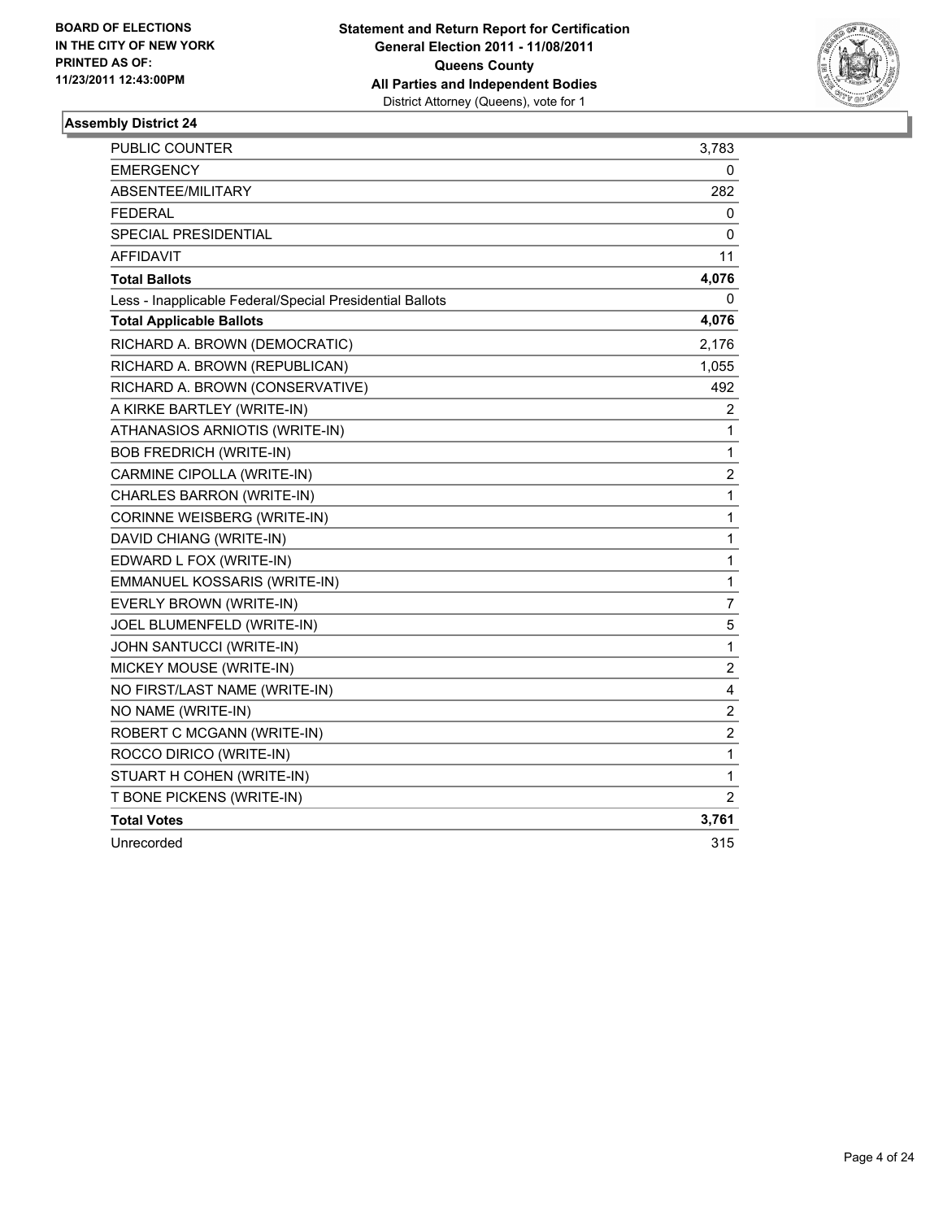**BOARD OF ELECTIONS IN THE CITY OF NEW YORK PRINTED AS OF: 11/23/2011 12:43:00PM**

**Statement and Return Report for Certification General Election 2011 - 11/08/2011 Queens County All Parties and Independent Bodies**
District Attorney (Queens), vote for 1

### Assembly District 24

| | |
|---|---|
| PUBLIC COUNTER | 3,783 |
| EMERGENCY | 0 |
| ABSENTEE/MILITARY | 282 |
| FEDERAL | 0 |
| SPECIAL PRESIDENTIAL | 0 |
| AFFIDAVIT | 11 |
| **Total Ballots** | **4,076** |
| Less - Inapplicable Federal/Special Presidential Ballots | 0 |
| **Total Applicable Ballots** | **4,076** |
| RICHARD A. BROWN (DEMOCRATIC) | 2,176 |
| RICHARD A. BROWN (REPUBLICAN) | 1,055 |
| RICHARD A. BROWN (CONSERVATIVE) | 492 |
| A KIRKE BARTLEY (WRITE-IN) | 2 |
| ATHANASIOS ARNIOTIS (WRITE-IN) | 1 |
| BOB FREDRICH (WRITE-IN) | 1 |
| CARMINE CIPOLLA (WRITE-IN) | 2 |
| CHARLES BARRON (WRITE-IN) | 1 |
| CORINNE WEISBERG (WRITE-IN) | 1 |
| DAVID CHIANG (WRITE-IN) | 1 |
| EDWARD L FOX (WRITE-IN) | 1 |
| EMMANUEL KOSSARIS (WRITE-IN) | 1 |
| EVERLY BROWN (WRITE-IN) | 7 |
| JOEL BLUMENFELD (WRITE-IN) | 5 |
| JOHN SANTUCCI (WRITE-IN) | 1 |
| MICKEY MOUSE (WRITE-IN) | 2 |
| NO FIRST/LAST NAME (WRITE-IN) | 4 |
| NO NAME (WRITE-IN) | 2 |
| ROBERT C MCGANN (WRITE-IN) | 2 |
| ROCCO DIRICO (WRITE-IN) | 1 |
| STUART H COHEN (WRITE-IN) | 1 |
| T BONE PICKENS (WRITE-IN) | 2 |
| **Total Votes** | **3,761** |
| Unrecorded | 315 |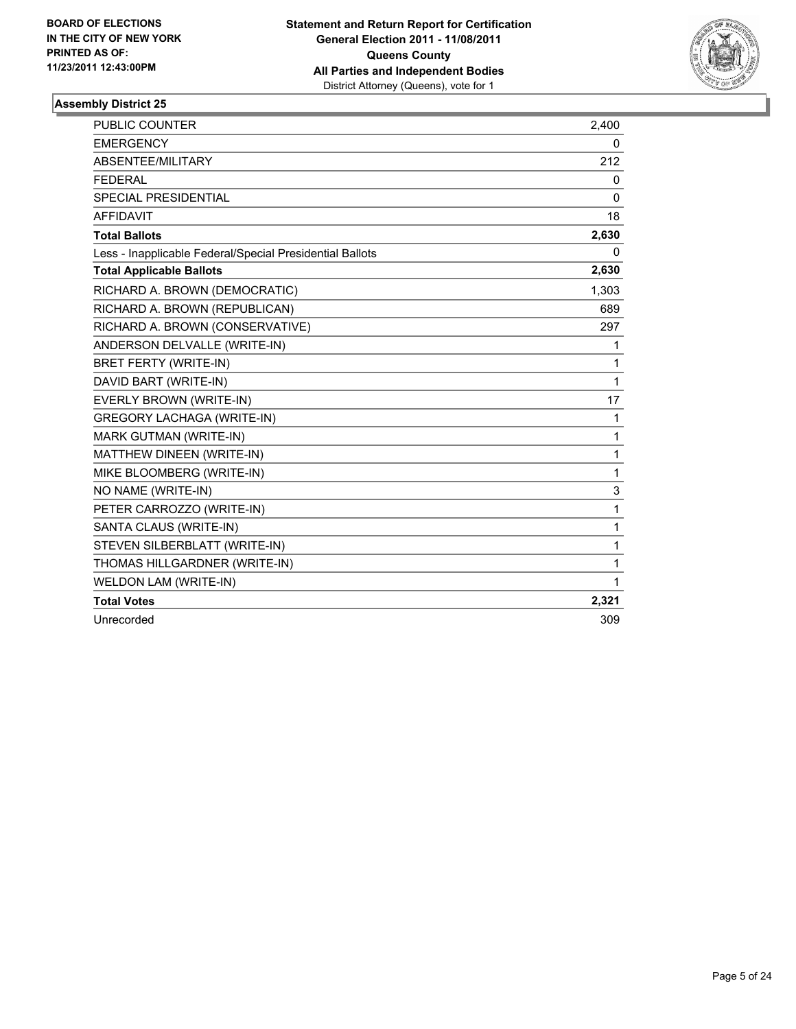**BOARD OF ELECTIONS**
**IN THE CITY OF NEW YORK**
**PRINTED AS OF:**
**11/23/2011 12:43:00PM**

**Statement and Return Report for Certification**
**General Election 2011 - 11/08/2011**
**Queens County**
**All Parties and Independent Bodies**
District Attorney (Queens), vote for 1

### Assembly District 25

| | |
|---|---|
| PUBLIC COUNTER | 2,400 |
| EMERGENCY | 0 |
| ABSENTEE/MILITARY | 212 |
| FEDERAL | 0 |
| SPECIAL PRESIDENTIAL | 0 |
| AFFIDAVIT | 18 |
| **Total Ballots** | **2,630** |
| Less - Inapplicable Federal/Special Presidential Ballots | 0 |
| **Total Applicable Ballots** | **2,630** |
| RICHARD A. BROWN (DEMOCRATIC) | 1,303 |
| RICHARD A. BROWN (REPUBLICAN) | 689 |
| RICHARD A. BROWN (CONSERVATIVE) | 297 |
| ANDERSON DELVALLE (WRITE-IN) | 1 |
| BRET FERTY (WRITE-IN) | 1 |
| DAVID BART (WRITE-IN) | 1 |
| EVERLY BROWN (WRITE-IN) | 17 |
| GREGORY LACHAGA (WRITE-IN) | 1 |
| MARK GUTMAN (WRITE-IN) | 1 |
| MATTHEW DINEEN (WRITE-IN) | 1 |
| MIKE BLOOMBERG (WRITE-IN) | 1 |
| NO NAME (WRITE-IN) | 3 |
| PETER CARROZZO (WRITE-IN) | 1 |
| SANTA CLAUS (WRITE-IN) | 1 |
| STEVEN SILBERBLATT (WRITE-IN) | 1 |
| THOMAS HILLGARDNER (WRITE-IN) | 1 |
| WELDON LAM (WRITE-IN) | 1 |
| **Total Votes** | **2,321** |
| Unrecorded | 309 |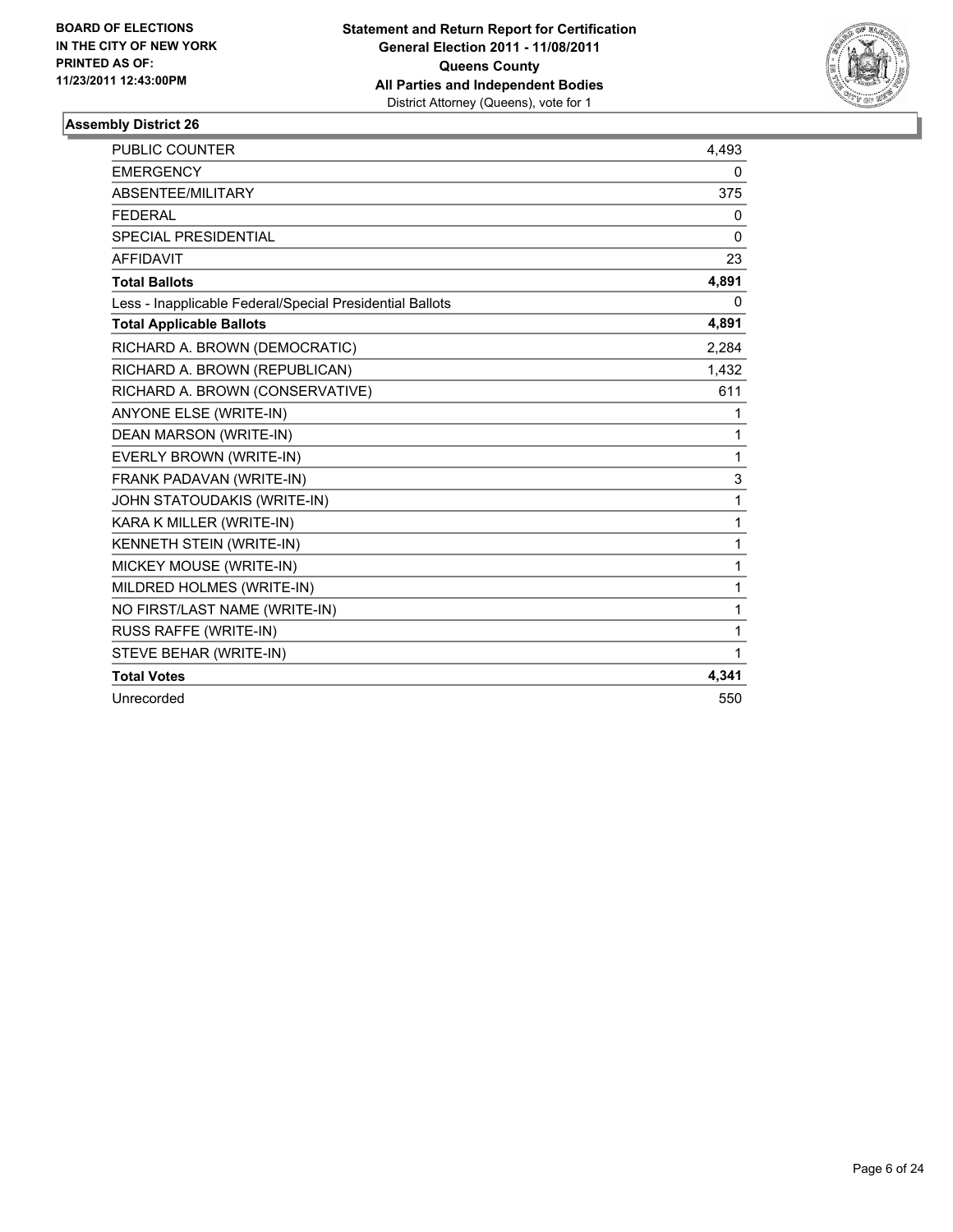BOARD OF ELECTIONS
IN THE CITY OF NEW YORK
PRINTED AS OF:
11/23/2011 12:43:00PM

**Statement and Return Report for Certification**
**General Election 2011 - 11/08/2011**
**Queens County**
**All Parties and Independent Bodies**
District Attorney (Queens), vote for 1

### Assembly District 26

| | |
|---|---|
| PUBLIC COUNTER | 4,493 |
| EMERGENCY | 0 |
| ABSENTEE/MILITARY | 375 |
| FEDERAL | 0 |
| SPECIAL PRESIDENTIAL | 0 |
| AFFIDAVIT | 23 |
| **Total Ballots** | **4,891** |
| Less - Inapplicable Federal/Special Presidential Ballots | 0 |
| **Total Applicable Ballots** | **4,891** |
| RICHARD A. BROWN (DEMOCRATIC) | 2,284 |
| RICHARD A. BROWN (REPUBLICAN) | 1,432 |
| RICHARD A. BROWN (CONSERVATIVE) | 611 |
| ANYONE ELSE (WRITE-IN) | 1 |
| DEAN MARSON (WRITE-IN) | 1 |
| EVERLY BROWN (WRITE-IN) | 1 |
| FRANK PADAVAN (WRITE-IN) | 3 |
| JOHN STATOUDAKIS (WRITE-IN) | 1 |
| KARA K MILLER (WRITE-IN) | 1 |
| KENNETH STEIN (WRITE-IN) | 1 |
| MICKEY MOUSE (WRITE-IN) | 1 |
| MILDRED HOLMES (WRITE-IN) | 1 |
| NO FIRST/LAST NAME (WRITE-IN) | 1 |
| RUSS RAFFE (WRITE-IN) | 1 |
| STEVE BEHAR (WRITE-IN) | 1 |
| **Total Votes** | **4,341** |
| Unrecorded | 550 |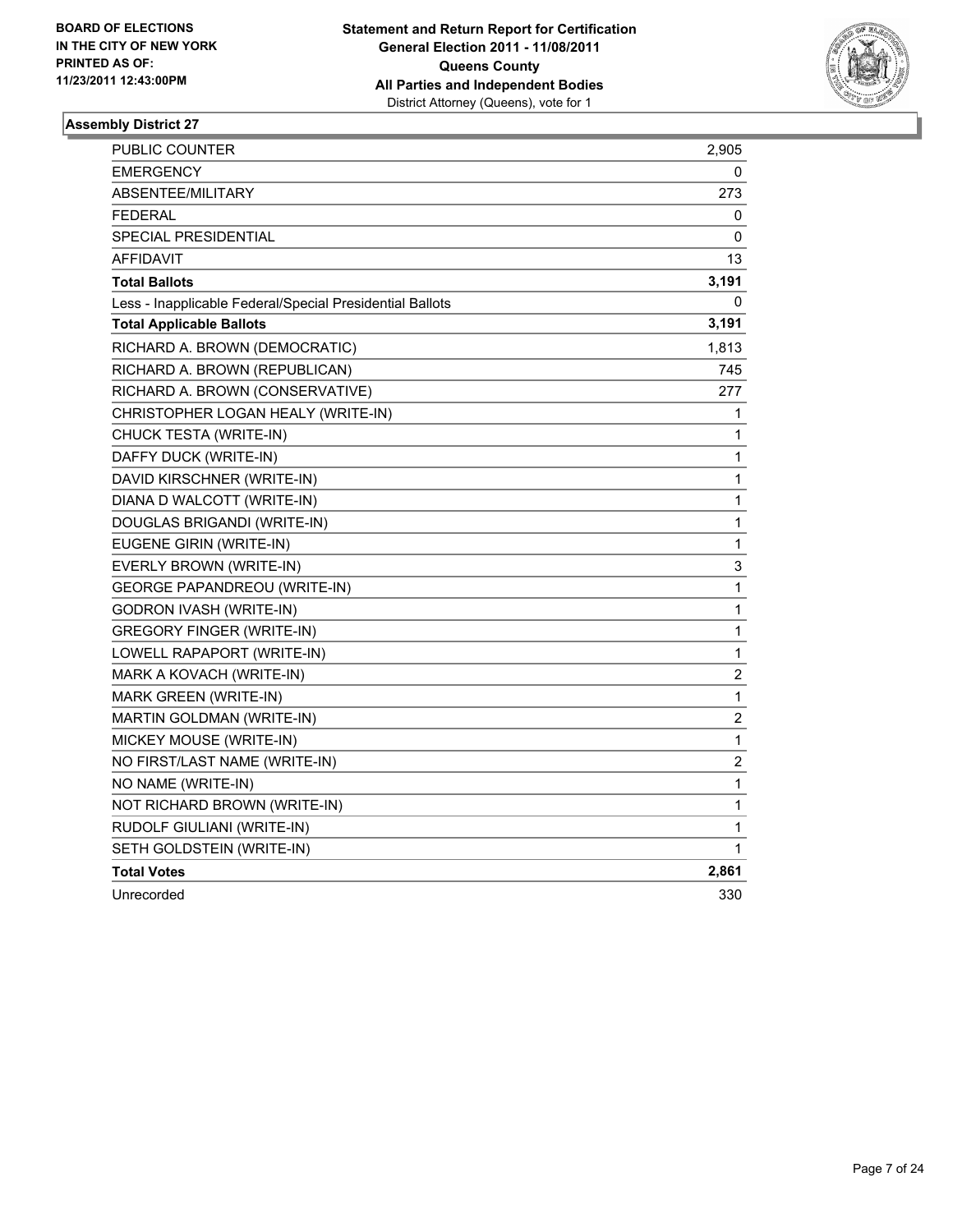**BOARD OF ELECTIONS**
**IN THE CITY OF NEW YORK**
**PRINTED AS OF:**
**11/23/2011 12:43:00PM**

**Statement and Return Report for Certification**
**General Election 2011 - 11/08/2011**
**Queens County**
**All Parties and Independent Bodies**
District Attorney (Queens), vote for 1

### Assembly District 27

| | |
|---|---|
| PUBLIC COUNTER | 2,905 |
| EMERGENCY | 0 |
| ABSENTEE/MILITARY | 273 |
| FEDERAL | 0 |
| SPECIAL PRESIDENTIAL | 0 |
| AFFIDAVIT | 13 |
| **Total Ballots** | **3,191** |
| Less - Inapplicable Federal/Special Presidential Ballots | 0 |
| **Total Applicable Ballots** | **3,191** |
| RICHARD A. BROWN (DEMOCRATIC) | 1,813 |
| RICHARD A. BROWN (REPUBLICAN) | 745 |
| RICHARD A. BROWN (CONSERVATIVE) | 277 |
| CHRISTOPHER LOGAN HEALY (WRITE-IN) | 1 |
| CHUCK TESTA (WRITE-IN) | 1 |
| DAFFY DUCK (WRITE-IN) | 1 |
| DAVID KIRSCHNER (WRITE-IN) | 1 |
| DIANA D WALCOTT (WRITE-IN) | 1 |
| DOUGLAS BRIGANDI (WRITE-IN) | 1 |
| EUGENE GIRIN (WRITE-IN) | 1 |
| EVERLY BROWN (WRITE-IN) | 3 |
| GEORGE PAPANDREOU (WRITE-IN) | 1 |
| GODRON IVASH (WRITE-IN) | 1 |
| GREGORY FINGER (WRITE-IN) | 1 |
| LOWELL RAPAPORT (WRITE-IN) | 1 |
| MARK A KOVACH (WRITE-IN) | 2 |
| MARK GREEN (WRITE-IN) | 1 |
| MARTIN GOLDMAN (WRITE-IN) | 2 |
| MICKEY MOUSE (WRITE-IN) | 1 |
| NO FIRST/LAST NAME (WRITE-IN) | 2 |
| NO NAME (WRITE-IN) | 1 |
| NOT RICHARD BROWN (WRITE-IN) | 1 |
| RUDOLF GIULIANI (WRITE-IN) | 1 |
| SETH GOLDSTEIN (WRITE-IN) | 1 |
| **Total Votes** | **2,861** |
| Unrecorded | 330 |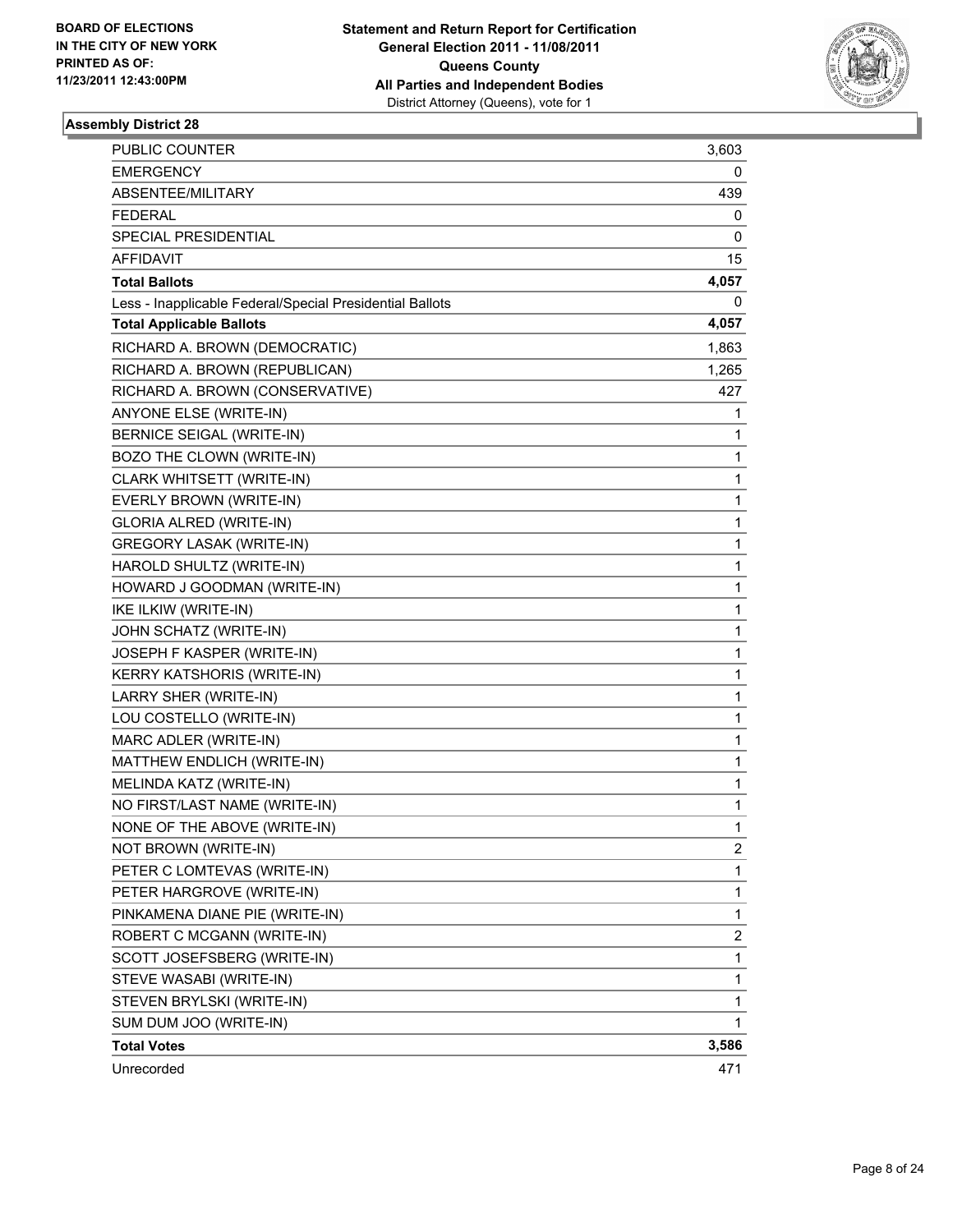BOARD OF ELECTIONS
IN THE CITY OF NEW YORK
PRINTED AS OF:
11/23/2011 12:43:00PM

**Statement and Return Report for Certification**
**General Election 2011 - 11/08/2011**
**Queens County**
**All Parties and Independent Bodies**
District Attorney (Queens), vote for 1

### Assembly District 28

| | |
|---|---|
| PUBLIC COUNTER | 3,603 |
| EMERGENCY | 0 |
| ABSENTEE/MILITARY | 439 |
| FEDERAL | 0 |
| SPECIAL PRESIDENTIAL | 0 |
| AFFIDAVIT | 15 |
| **Total Ballots** | **4,057** |
| Less - Inapplicable Federal/Special Presidential Ballots | 0 |
| **Total Applicable Ballots** | **4,057** |
| RICHARD A. BROWN (DEMOCRATIC) | 1,863 |
| RICHARD A. BROWN (REPUBLICAN) | 1,265 |
| RICHARD A. BROWN (CONSERVATIVE) | 427 |
| ANYONE ELSE (WRITE-IN) | 1 |
| BERNICE SEIGAL (WRITE-IN) | 1 |
| BOZO THE CLOWN (WRITE-IN) | 1 |
| CLARK WHITSETT (WRITE-IN) | 1 |
| EVERLY BROWN (WRITE-IN) | 1 |
| GLORIA ALRED (WRITE-IN) | 1 |
| GREGORY LASAK (WRITE-IN) | 1 |
| HAROLD SHULTZ (WRITE-IN) | 1 |
| HOWARD J GOODMAN (WRITE-IN) | 1 |
| IKE ILKIW (WRITE-IN) | 1 |
| JOHN SCHATZ (WRITE-IN) | 1 |
| JOSEPH F KASPER (WRITE-IN) | 1 |
| KERRY KATSHORIS (WRITE-IN) | 1 |
| LARRY SHER (WRITE-IN) | 1 |
| LOU COSTELLO (WRITE-IN) | 1 |
| MARC ADLER (WRITE-IN) | 1 |
| MATTHEW ENDLICH (WRITE-IN) | 1 |
| MELINDA KATZ (WRITE-IN) | 1 |
| NO FIRST/LAST NAME (WRITE-IN) | 1 |
| NONE OF THE ABOVE (WRITE-IN) | 1 |
| NOT BROWN (WRITE-IN) | 2 |
| PETER C LOMTEVAS (WRITE-IN) | 1 |
| PETER HARGROVE (WRITE-IN) | 1 |
| PINKAMENA DIANE PIE (WRITE-IN) | 1 |
| ROBERT C MCGANN (WRITE-IN) | 2 |
| SCOTT JOSEFSBERG (WRITE-IN) | 1 |
| STEVE WASABI (WRITE-IN) | 1 |
| STEVEN BRYLSKI (WRITE-IN) | 1 |
| SUM DUM JOO (WRITE-IN) | 1 |
| **Total Votes** | **3,586** |
| Unrecorded | 471 |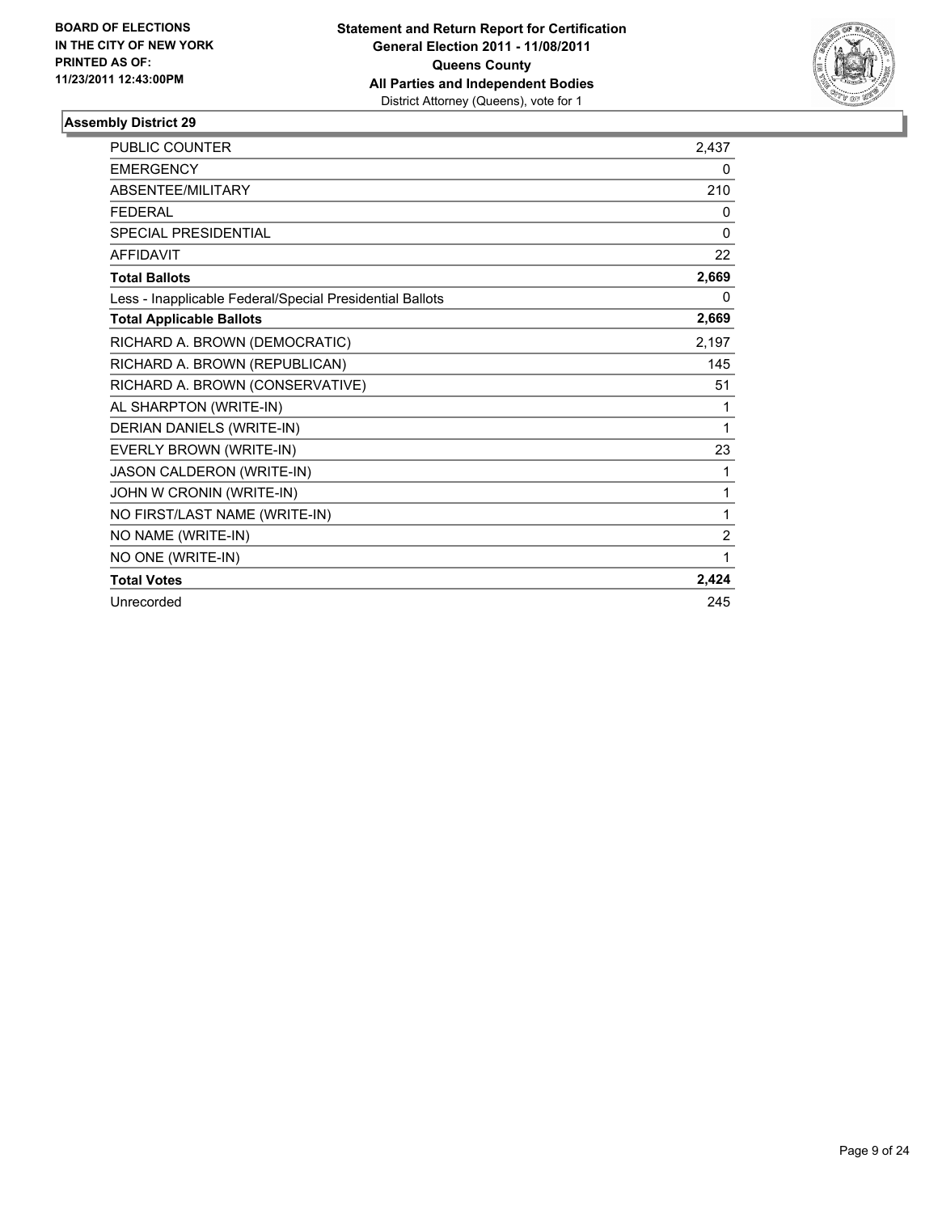**BOARD OF ELECTIONS IN THE CITY OF NEW YORK PRINTED AS OF: 11/23/2011 12:43:00PM**

**Statement and Return Report for Certification General Election 2011 - 11/08/2011 Queens County All Parties and Independent Bodies**
District Attorney (Queens), vote for 1

### Assembly District 29

| | |
|---|---|
| PUBLIC COUNTER | 2,437 |
| EMERGENCY | 0 |
| ABSENTEE/MILITARY | 210 |
| FEDERAL | 0 |
| SPECIAL PRESIDENTIAL | 0 |
| AFFIDAVIT | 22 |
| **Total Ballots** | **2,669** |
| Less - Inapplicable Federal/Special Presidential Ballots | 0 |
| **Total Applicable Ballots** | **2,669** |
| RICHARD A. BROWN (DEMOCRATIC) | 2,197 |
| RICHARD A. BROWN (REPUBLICAN) | 145 |
| RICHARD A. BROWN (CONSERVATIVE) | 51 |
| AL SHARPTON (WRITE-IN) | 1 |
| DERIAN DANIELS (WRITE-IN) | 1 |
| EVERLY BROWN (WRITE-IN) | 23 |
| JASON CALDERON (WRITE-IN) | 1 |
| JOHN W CRONIN (WRITE-IN) | 1 |
| NO FIRST/LAST NAME (WRITE-IN) | 1 |
| NO NAME (WRITE-IN) | 2 |
| NO ONE (WRITE-IN) | 1 |
| **Total Votes** | **2,424** |
| Unrecorded | 245 |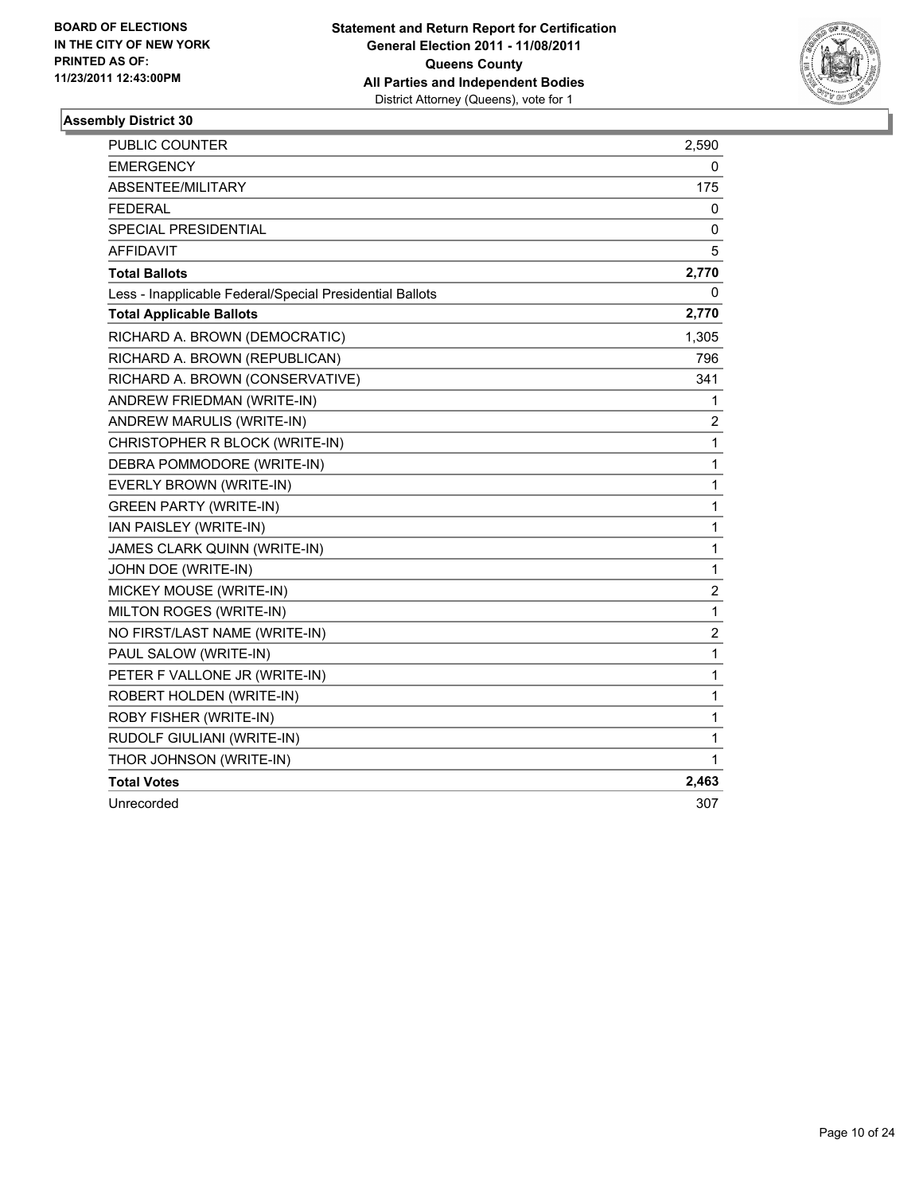**BOARD OF ELECTIONS IN THE CITY OF NEW YORK PRINTED AS OF: 11/23/2011 12:43:00PM**

**Statement and Return Report for Certification General Election 2011 - 11/08/2011 Queens County All Parties and Independent Bodies**
District Attorney (Queens), vote for 1

### Assembly District 30

| | |
|---|---|
| PUBLIC COUNTER | 2,590 |
| EMERGENCY | 0 |
| ABSENTEE/MILITARY | 175 |
| FEDERAL | 0 |
| SPECIAL PRESIDENTIAL | 0 |
| AFFIDAVIT | 5 |
| **Total Ballots** | **2,770** |
| Less - Inapplicable Federal/Special Presidential Ballots | 0 |
| **Total Applicable Ballots** | **2,770** |
| RICHARD A. BROWN (DEMOCRATIC) | 1,305 |
| RICHARD A. BROWN (REPUBLICAN) | 796 |
| RICHARD A. BROWN (CONSERVATIVE) | 341 |
| ANDREW FRIEDMAN (WRITE-IN) | 1 |
| ANDREW MARULIS (WRITE-IN) | 2 |
| CHRISTOPHER R BLOCK (WRITE-IN) | 1 |
| DEBRA POMMODORE (WRITE-IN) | 1 |
| EVERLY BROWN (WRITE-IN) | 1 |
| GREEN PARTY (WRITE-IN) | 1 |
| IAN PAISLEY (WRITE-IN) | 1 |
| JAMES CLARK QUINN (WRITE-IN) | 1 |
| JOHN DOE (WRITE-IN) | 1 |
| MICKEY MOUSE (WRITE-IN) | 2 |
| MILTON ROGES (WRITE-IN) | 1 |
| NO FIRST/LAST NAME (WRITE-IN) | 2 |
| PAUL SALOW (WRITE-IN) | 1 |
| PETER F VALLONE JR (WRITE-IN) | 1 |
| ROBERT HOLDEN (WRITE-IN) | 1 |
| ROBY FISHER (WRITE-IN) | 1 |
| RUDOLF GIULIANI (WRITE-IN) | 1 |
| THOR JOHNSON (WRITE-IN) | 1 |
| **Total Votes** | **2,463** |
| Unrecorded | 307 |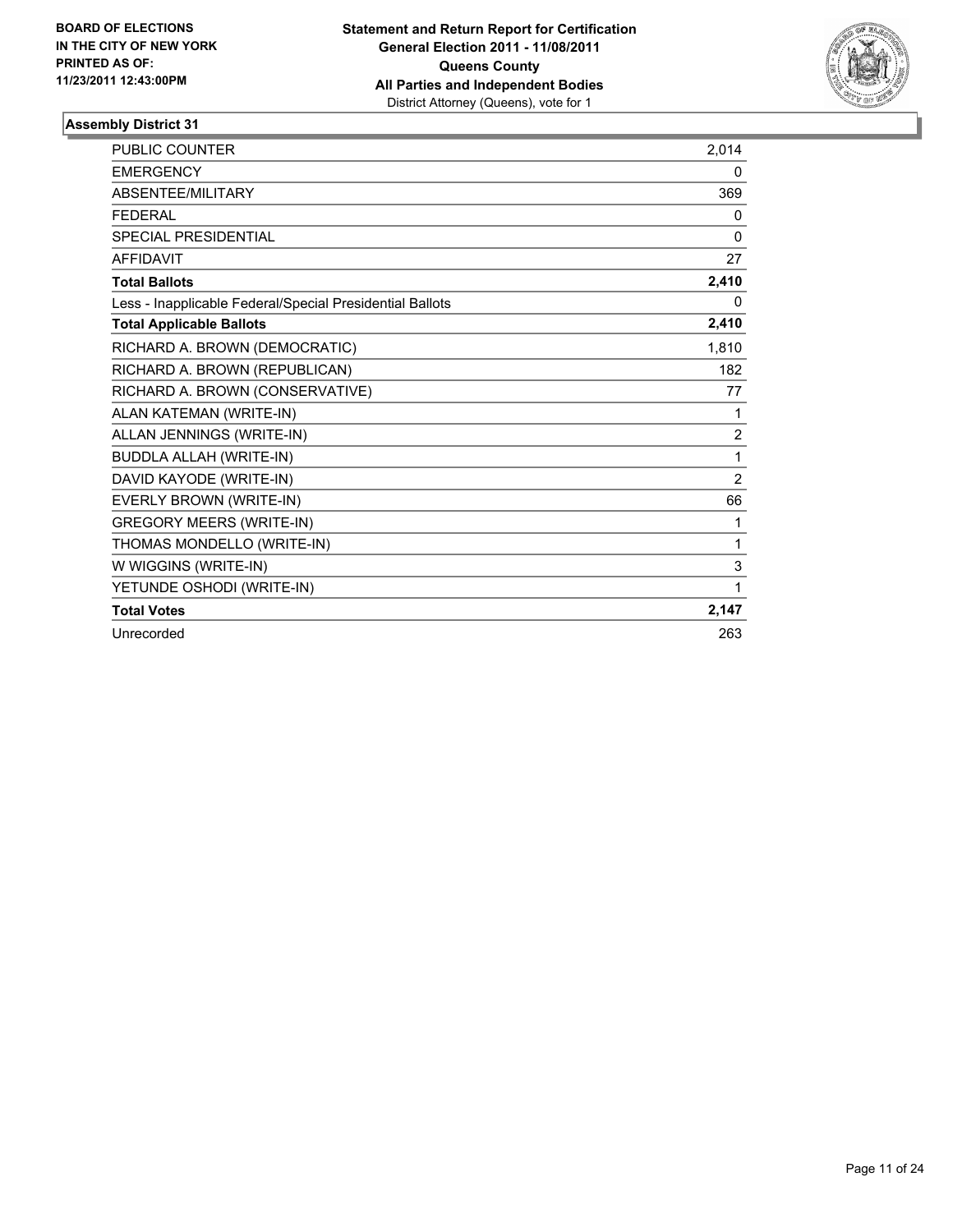BOARD OF ELECTIONS
IN THE CITY OF NEW YORK
PRINTED AS OF:
11/23/2011 12:43:00PM

**Statement and Return Report for Certification**
**General Election 2011 - 11/08/2011**
**Queens County**
**All Parties and Independent Bodies**
District Attorney (Queens), vote for 1

### Assembly District 31

| | |
|---|---|
| PUBLIC COUNTER | 2,014 |
| EMERGENCY | 0 |
| ABSENTEE/MILITARY | 369 |
| FEDERAL | 0 |
| SPECIAL PRESIDENTIAL | 0 |
| AFFIDAVIT | 27 |
| **Total Ballots** | **2,410** |
| Less - Inapplicable Federal/Special Presidential Ballots | 0 |
| **Total Applicable Ballots** | **2,410** |
| RICHARD A. BROWN (DEMOCRATIC) | 1,810 |
| RICHARD A. BROWN (REPUBLICAN) | 182 |
| RICHARD A. BROWN (CONSERVATIVE) | 77 |
| ALAN KATEMAN (WRITE-IN) | 1 |
| ALLAN JENNINGS (WRITE-IN) | 2 |
| BUDDLA ALLAH (WRITE-IN) | 1 |
| DAVID KAYODE (WRITE-IN) | 2 |
| EVERLY BROWN (WRITE-IN) | 66 |
| GREGORY MEERS (WRITE-IN) | 1 |
| THOMAS MONDELLO (WRITE-IN) | 1 |
| W WIGGINS (WRITE-IN) | 3 |
| YETUNDE OSHODI (WRITE-IN) | 1 |
| **Total Votes** | **2,147** |
| Unrecorded | 263 |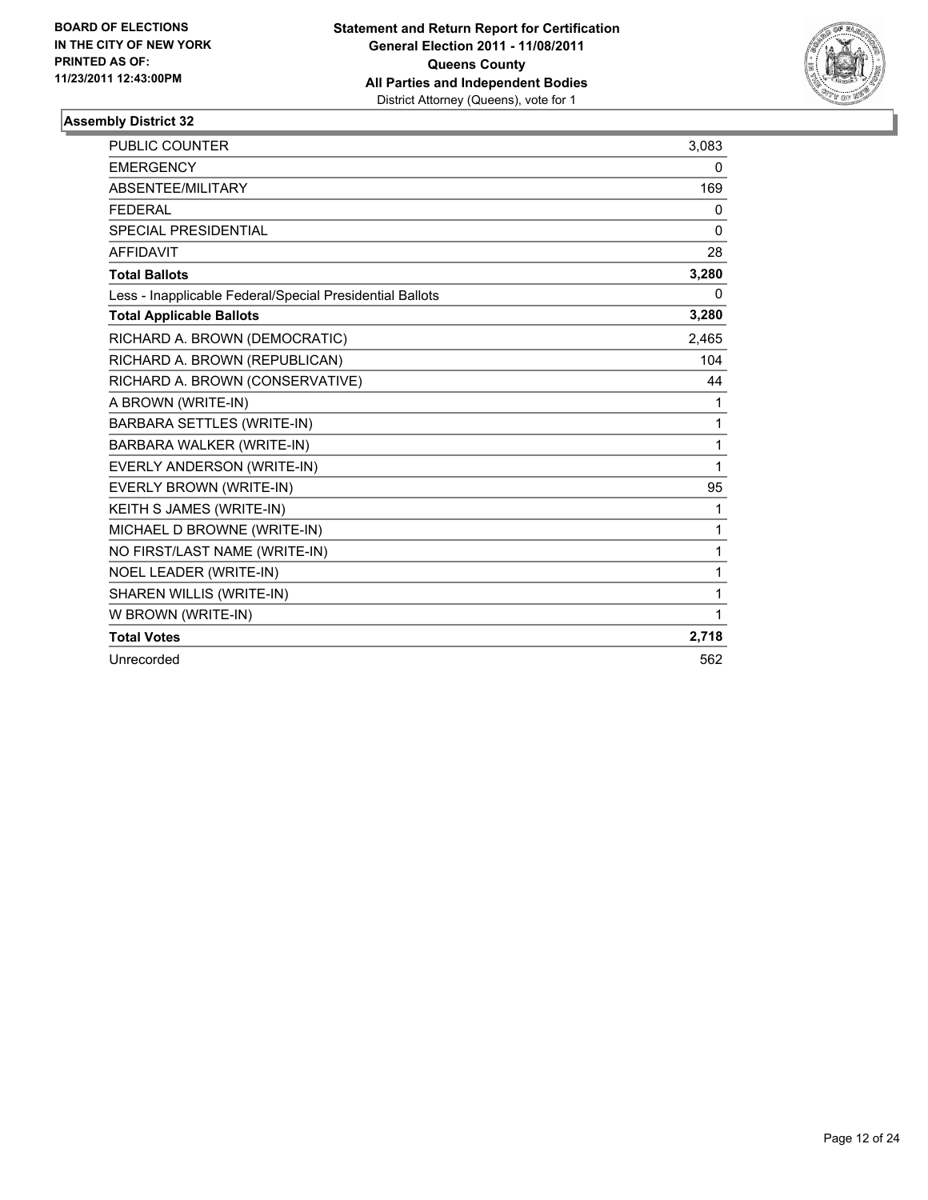**BOARD OF ELECTIONS IN THE CITY OF NEW YORK PRINTED AS OF: 11/23/2011 12:43:00PM**

**Statement and Return Report for Certification**
**General Election 2011 - 11/08/2011**
**Queens County**
**All Parties and Independent Bodies**
District Attorney (Queens), vote for 1

### Assembly District 32

| | |
|---|---|
| PUBLIC COUNTER | 3,083 |
| EMERGENCY | 0 |
| ABSENTEE/MILITARY | 169 |
| FEDERAL | 0 |
| SPECIAL PRESIDENTIAL | 0 |
| AFFIDAVIT | 28 |
| **Total Ballots** | **3,280** |
| Less - Inapplicable Federal/Special Presidential Ballots | 0 |
| **Total Applicable Ballots** | **3,280** |
| RICHARD A. BROWN (DEMOCRATIC) | 2,465 |
| RICHARD A. BROWN (REPUBLICAN) | 104 |
| RICHARD A. BROWN (CONSERVATIVE) | 44 |
| A BROWN (WRITE-IN) | 1 |
| BARBARA SETTLES (WRITE-IN) | 1 |
| BARBARA WALKER (WRITE-IN) | 1 |
| EVERLY ANDERSON (WRITE-IN) | 1 |
| EVERLY BROWN (WRITE-IN) | 95 |
| KEITH S JAMES (WRITE-IN) | 1 |
| MICHAEL D BROWNE (WRITE-IN) | 1 |
| NO FIRST/LAST NAME (WRITE-IN) | 1 |
| NOEL LEADER (WRITE-IN) | 1 |
| SHAREN WILLIS (WRITE-IN) | 1 |
| W BROWN (WRITE-IN) | 1 |
| **Total Votes** | **2,718** |
| Unrecorded | 562 |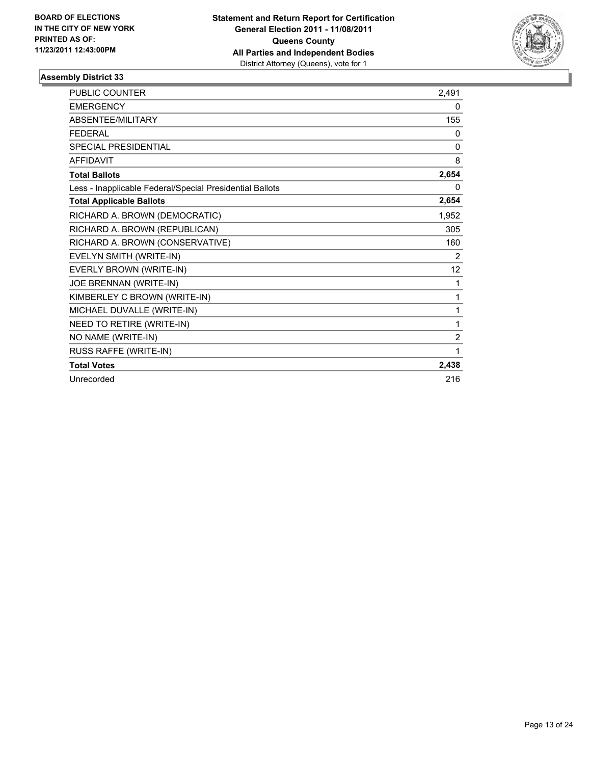**BOARD OF ELECTIONS IN THE CITY OF NEW YORK PRINTED AS OF: 11/23/2011 12:43:00PM**

**Statement and Return Report for Certification**
**General Election 2011 - 11/08/2011**
**Queens County**
**All Parties and Independent Bodies**
District Attorney (Queens), vote for 1

### Assembly District 33

| | |
|---|---|
| PUBLIC COUNTER | 2,491 |
| EMERGENCY | 0 |
| ABSENTEE/MILITARY | 155 |
| FEDERAL | 0 |
| SPECIAL PRESIDENTIAL | 0 |
| AFFIDAVIT | 8 |
| **Total Ballots** | **2,654** |
| Less - Inapplicable Federal/Special Presidential Ballots | 0 |
| **Total Applicable Ballots** | **2,654** |
| RICHARD A. BROWN (DEMOCRATIC) | 1,952 |
| RICHARD A. BROWN (REPUBLICAN) | 305 |
| RICHARD A. BROWN (CONSERVATIVE) | 160 |
| EVELYN SMITH (WRITE-IN) | 2 |
| EVERLY BROWN (WRITE-IN) | 12 |
| JOE BRENNAN (WRITE-IN) | 1 |
| KIMBERLEY C BROWN (WRITE-IN) | 1 |
| MICHAEL DUVALLE (WRITE-IN) | 1 |
| NEED TO RETIRE (WRITE-IN) | 1 |
| NO NAME (WRITE-IN) | 2 |
| RUSS RAFFE (WRITE-IN) | 1 |
| **Total Votes** | **2,438** |
| Unrecorded | 216 |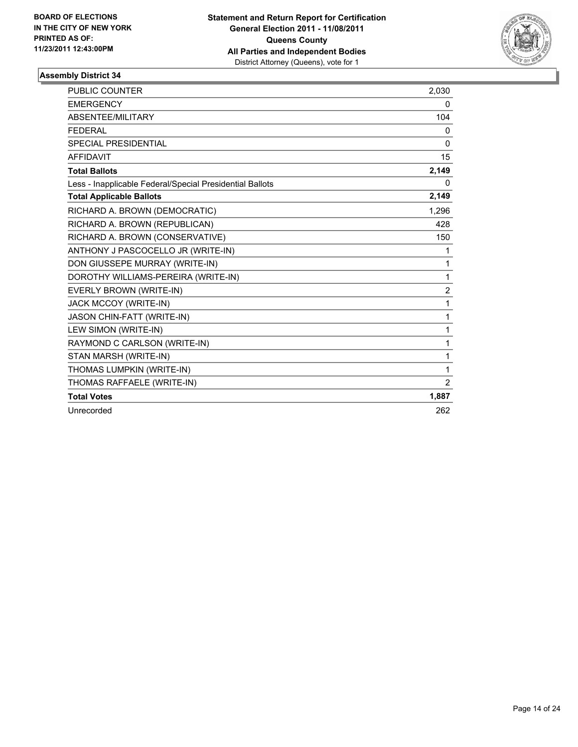**BOARD OF ELECTIONS IN THE CITY OF NEW YORK PRINTED AS OF: 11/23/2011 12:43:00PM**

**Statement and Return Report for Certification**
**General Election 2011 - 11/08/2011**
**Queens County**
**All Parties and Independent Bodies**
District Attorney (Queens), vote for 1

### Assembly District 34

| | |
|---|---|
| PUBLIC COUNTER | 2,030 |
| EMERGENCY | 0 |
| ABSENTEE/MILITARY | 104 |
| FEDERAL | 0 |
| SPECIAL PRESIDENTIAL | 0 |
| AFFIDAVIT | 15 |
| **Total Ballots** | **2,149** |
| Less - Inapplicable Federal/Special Presidential Ballots | 0 |
| **Total Applicable Ballots** | **2,149** |
| RICHARD A. BROWN (DEMOCRATIC) | 1,296 |
| RICHARD A. BROWN (REPUBLICAN) | 428 |
| RICHARD A. BROWN (CONSERVATIVE) | 150 |
| ANTHONY J PASCOCELLO JR (WRITE-IN) | 1 |
| DON GIUSSEPE MURRAY (WRITE-IN) | 1 |
| DOROTHY WILLIAMS-PEREIRA (WRITE-IN) | 1 |
| EVERLY BROWN (WRITE-IN) | 2 |
| JACK MCCOY (WRITE-IN) | 1 |
| JASON CHIN-FATT (WRITE-IN) | 1 |
| LEW SIMON (WRITE-IN) | 1 |
| RAYMOND C CARLSON (WRITE-IN) | 1 |
| STAN MARSH (WRITE-IN) | 1 |
| THOMAS LUMPKIN (WRITE-IN) | 1 |
| THOMAS RAFFAELE (WRITE-IN) | 2 |
| **Total Votes** | **1,887** |
| Unrecorded | 262 |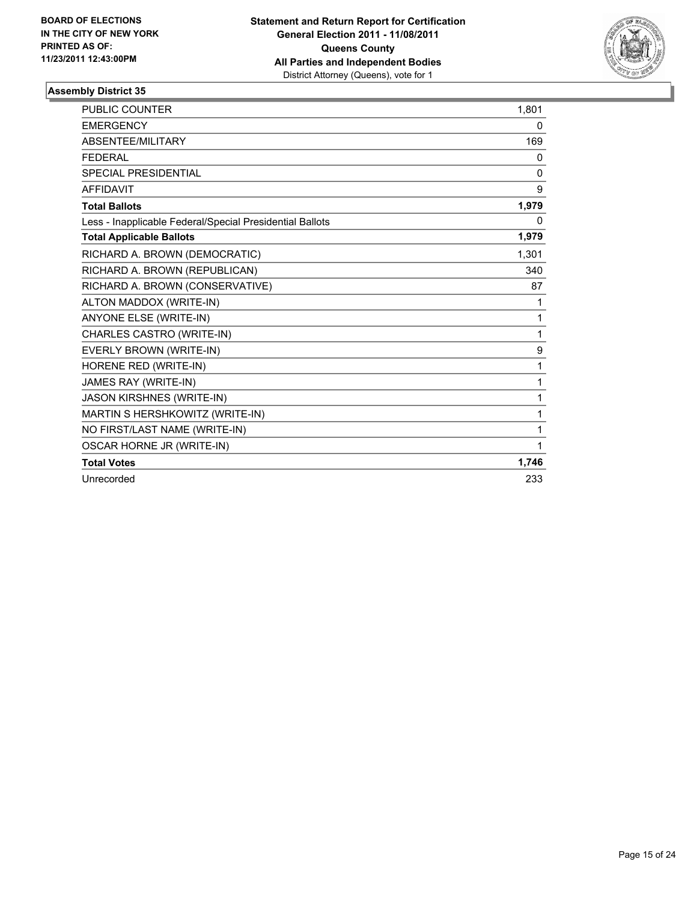BOARD OF ELECTIONS
IN THE CITY OF NEW YORK
PRINTED AS OF:
11/23/2011 12:43:00PM

**Statement and Return Report for Certification**
**General Election 2011 - 11/08/2011**
**Queens County**
**All Parties and Independent Bodies**
District Attorney (Queens), vote for 1

### Assembly District 35

| | |
|---|---|
| PUBLIC COUNTER | 1,801 |
| EMERGENCY | 0 |
| ABSENTEE/MILITARY | 169 |
| FEDERAL | 0 |
| SPECIAL PRESIDENTIAL | 0 |
| AFFIDAVIT | 9 |
| **Total Ballots** | **1,979** |
| Less - Inapplicable Federal/Special Presidential Ballots | 0 |
| **Total Applicable Ballots** | **1,979** |
| RICHARD A. BROWN (DEMOCRATIC) | 1,301 |
| RICHARD A. BROWN (REPUBLICAN) | 340 |
| RICHARD A. BROWN (CONSERVATIVE) | 87 |
| ALTON MADDOX (WRITE-IN) | 1 |
| ANYONE ELSE (WRITE-IN) | 1 |
| CHARLES CASTRO (WRITE-IN) | 1 |
| EVERLY BROWN (WRITE-IN) | 9 |
| HORENE RED (WRITE-IN) | 1 |
| JAMES RAY (WRITE-IN) | 1 |
| JASON KIRSHNES (WRITE-IN) | 1 |
| MARTIN S HERSHKOWITZ (WRITE-IN) | 1 |
| NO FIRST/LAST NAME (WRITE-IN) | 1 |
| OSCAR HORNE JR (WRITE-IN) | 1 |
| **Total Votes** | **1,746** |
| Unrecorded | 233 |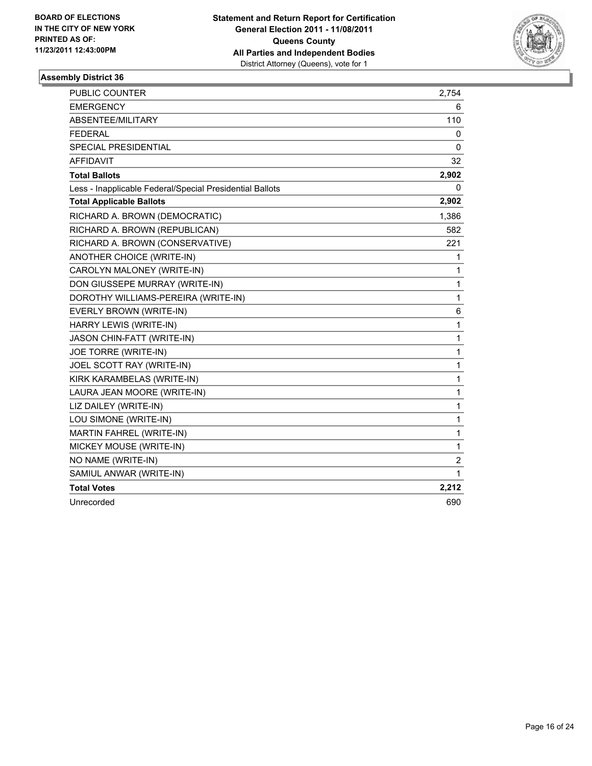**BOARD OF ELECTIONS IN THE CITY OF NEW YORK PRINTED AS OF: 11/23/2011 12:43:00PM**

**Statement and Return Report for Certification General Election 2011 - 11/08/2011 Queens County All Parties and Independent Bodies**
District Attorney (Queens), vote for 1

### Assembly District 36

| | |
|---|---|
| PUBLIC COUNTER | 2,754 |
| EMERGENCY | 6 |
| ABSENTEE/MILITARY | 110 |
| FEDERAL | 0 |
| SPECIAL PRESIDENTIAL | 0 |
| AFFIDAVIT | 32 |
| **Total Ballots** | **2,902** |
| Less - Inapplicable Federal/Special Presidential Ballots | 0 |
| **Total Applicable Ballots** | **2,902** |
| RICHARD A. BROWN (DEMOCRATIC) | 1,386 |
| RICHARD A. BROWN (REPUBLICAN) | 582 |
| RICHARD A. BROWN (CONSERVATIVE) | 221 |
| ANOTHER CHOICE (WRITE-IN) | 1 |
| CAROLYN MALONEY (WRITE-IN) | 1 |
| DON GIUSSEPE MURRAY (WRITE-IN) | 1 |
| DOROTHY WILLIAMS-PEREIRA (WRITE-IN) | 1 |
| EVERLY BROWN (WRITE-IN) | 6 |
| HARRY LEWIS (WRITE-IN) | 1 |
| JASON CHIN-FATT (WRITE-IN) | 1 |
| JOE TORRE (WRITE-IN) | 1 |
| JOEL SCOTT RAY (WRITE-IN) | 1 |
| KIRK KARAMBELAS (WRITE-IN) | 1 |
| LAURA JEAN MOORE (WRITE-IN) | 1 |
| LIZ DAILEY (WRITE-IN) | 1 |
| LOU SIMONE (WRITE-IN) | 1 |
| MARTIN FAHREL (WRITE-IN) | 1 |
| MICKEY MOUSE (WRITE-IN) | 1 |
| NO NAME (WRITE-IN) | 2 |
| SAMIUL ANWAR (WRITE-IN) | 1 |
| **Total Votes** | **2,212** |
| Unrecorded | 690 |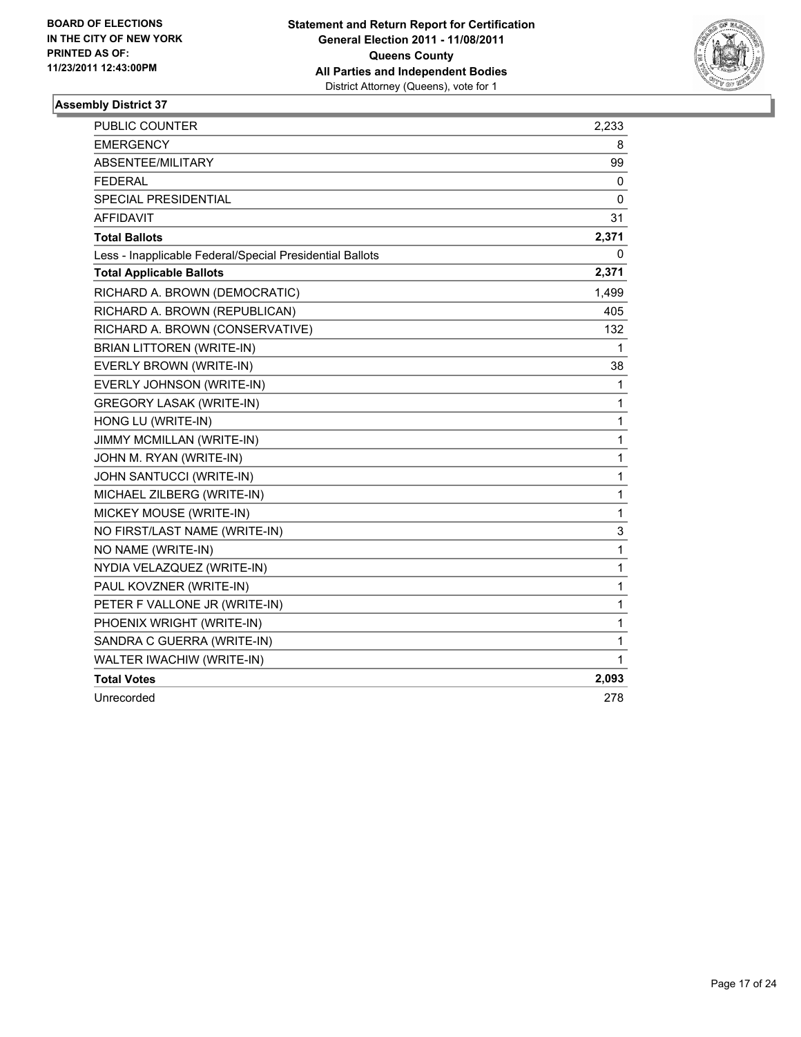**BOARD OF ELECTIONS IN THE CITY OF NEW YORK PRINTED AS OF: 11/23/2011 12:43:00PM**

**Statement and Return Report for Certification**
**General Election 2011 - 11/08/2011**
**Queens County**
**All Parties and Independent Bodies**
District Attorney (Queens), vote for 1

### Assembly District 37

| | |
|---|---|
| PUBLIC COUNTER | 2,233 |
| EMERGENCY | 8 |
| ABSENTEE/MILITARY | 99 |
| FEDERAL | 0 |
| SPECIAL PRESIDENTIAL | 0 |
| AFFIDAVIT | 31 |
| **Total Ballots** | **2,371** |
| Less - Inapplicable Federal/Special Presidential Ballots | 0 |
| **Total Applicable Ballots** | **2,371** |
| RICHARD A. BROWN (DEMOCRATIC) | 1,499 |
| RICHARD A. BROWN (REPUBLICAN) | 405 |
| RICHARD A. BROWN (CONSERVATIVE) | 132 |
| BRIAN LITTOREN (WRITE-IN) | 1 |
| EVERLY BROWN (WRITE-IN) | 38 |
| EVERLY JOHNSON (WRITE-IN) | 1 |
| GREGORY LASAK (WRITE-IN) | 1 |
| HONG LU (WRITE-IN) | 1 |
| JIMMY MCMILLAN (WRITE-IN) | 1 |
| JOHN M. RYAN (WRITE-IN) | 1 |
| JOHN SANTUCCI (WRITE-IN) | 1 |
| MICHAEL ZILBERG (WRITE-IN) | 1 |
| MICKEY MOUSE (WRITE-IN) | 1 |
| NO FIRST/LAST NAME (WRITE-IN) | 3 |
| NO NAME (WRITE-IN) | 1 |
| NYDIA VELAZQUEZ (WRITE-IN) | 1 |
| PAUL KOVZNER (WRITE-IN) | 1 |
| PETER F VALLONE JR (WRITE-IN) | 1 |
| PHOENIX WRIGHT (WRITE-IN) | 1 |
| SANDRA C GUERRA (WRITE-IN) | 1 |
| WALTER IWACHIW (WRITE-IN) | 1 |
| **Total Votes** | **2,093** |
| Unrecorded | 278 |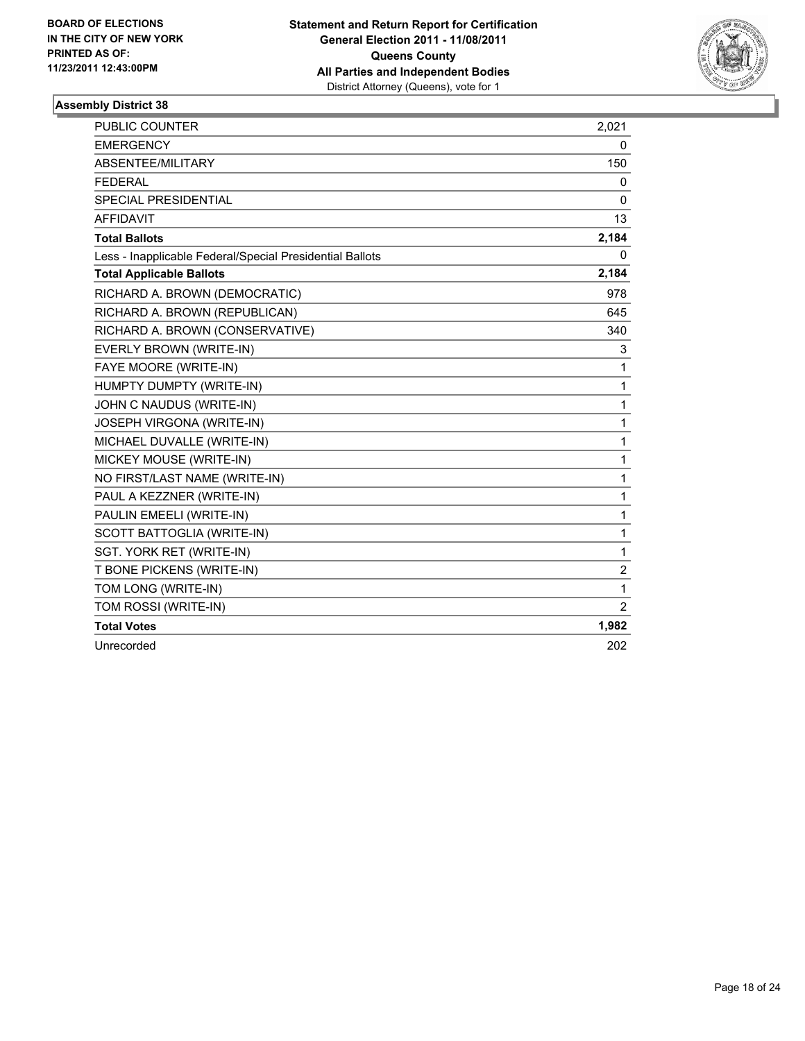BOARD OF ELECTIONS
IN THE CITY OF NEW YORK
PRINTED AS OF:
11/23/2011 12:43:00PM

**Statement and Return Report for Certification**
**General Election 2011 - 11/08/2011**
**Queens County**
**All Parties and Independent Bodies**
District Attorney (Queens), vote for 1

### Assembly District 38

| | |
|---|---|
| PUBLIC COUNTER | 2,021 |
| EMERGENCY | 0 |
| ABSENTEE/MILITARY | 150 |
| FEDERAL | 0 |
| SPECIAL PRESIDENTIAL | 0 |
| AFFIDAVIT | 13 |
| **Total Ballots** | **2,184** |
| Less - Inapplicable Federal/Special Presidential Ballots | 0 |
| **Total Applicable Ballots** | **2,184** |
| RICHARD A. BROWN (DEMOCRATIC) | 978 |
| RICHARD A. BROWN (REPUBLICAN) | 645 |
| RICHARD A. BROWN (CONSERVATIVE) | 340 |
| EVERLY BROWN (WRITE-IN) | 3 |
| FAYE MOORE (WRITE-IN) | 1 |
| HUMPTY DUMPTY (WRITE-IN) | 1 |
| JOHN C NAUDUS (WRITE-IN) | 1 |
| JOSEPH VIRGONA (WRITE-IN) | 1 |
| MICHAEL DUVALLE (WRITE-IN) | 1 |
| MICKEY MOUSE (WRITE-IN) | 1 |
| NO FIRST/LAST NAME (WRITE-IN) | 1 |
| PAUL A KEZZNER (WRITE-IN) | 1 |
| PAULIN EMEELI (WRITE-IN) | 1 |
| SCOTT BATTOGLIA (WRITE-IN) | 1 |
| SGT. YORK RET (WRITE-IN) | 1 |
| T BONE PICKENS (WRITE-IN) | 2 |
| TOM LONG (WRITE-IN) | 1 |
| TOM ROSSI (WRITE-IN) | 2 |
| **Total Votes** | **1,982** |
| Unrecorded | 202 |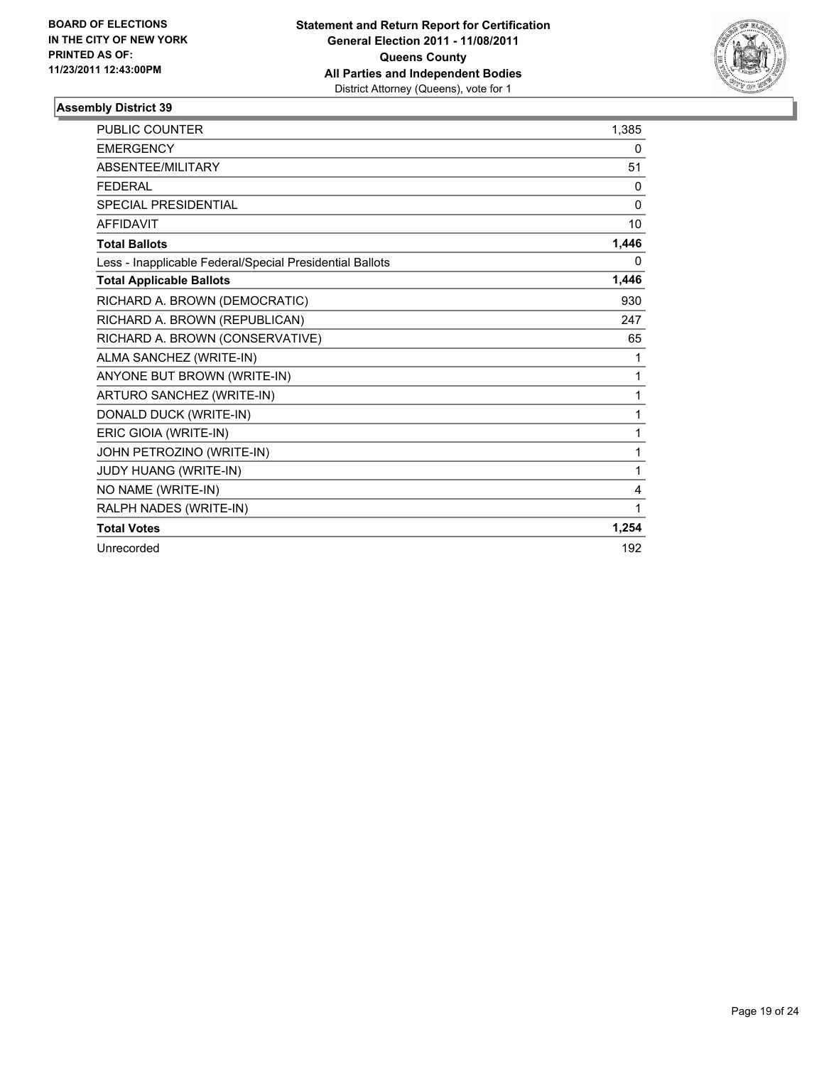**BOARD OF ELECTIONS IN THE CITY OF NEW YORK PRINTED AS OF: 11/23/2011 12:43:00PM**

**Statement and Return Report for Certification**
**General Election 2011 - 11/08/2011**
**Queens County**
**All Parties and Independent Bodies**
District Attorney (Queens), vote for 1

**Assembly District 39**

| | |
|---|---|
| PUBLIC COUNTER | 1,385 |
| EMERGENCY | 0 |
| ABSENTEE/MILITARY | 51 |
| FEDERAL | 0 |
| SPECIAL PRESIDENTIAL | 0 |
| AFFIDAVIT | 10 |
| **Total Ballots** | **1,446** |
| Less - Inapplicable Federal/Special Presidential Ballots | 0 |
| **Total Applicable Ballots** | **1,446** |
| RICHARD A. BROWN (DEMOCRATIC) | 930 |
| RICHARD A. BROWN (REPUBLICAN) | 247 |
| RICHARD A. BROWN (CONSERVATIVE) | 65 |
| ALMA SANCHEZ (WRITE-IN) | 1 |
| ANYONE BUT BROWN (WRITE-IN) | 1 |
| ARTURO SANCHEZ (WRITE-IN) | 1 |
| DONALD DUCK (WRITE-IN) | 1 |
| ERIC GIOIA (WRITE-IN) | 1 |
| JOHN PETROZINO (WRITE-IN) | 1 |
| JUDY HUANG (WRITE-IN) | 1 |
| NO NAME (WRITE-IN) | 4 |
| RALPH NADES (WRITE-IN) | 1 |
| **Total Votes** | **1,254** |
| Unrecorded | 192 |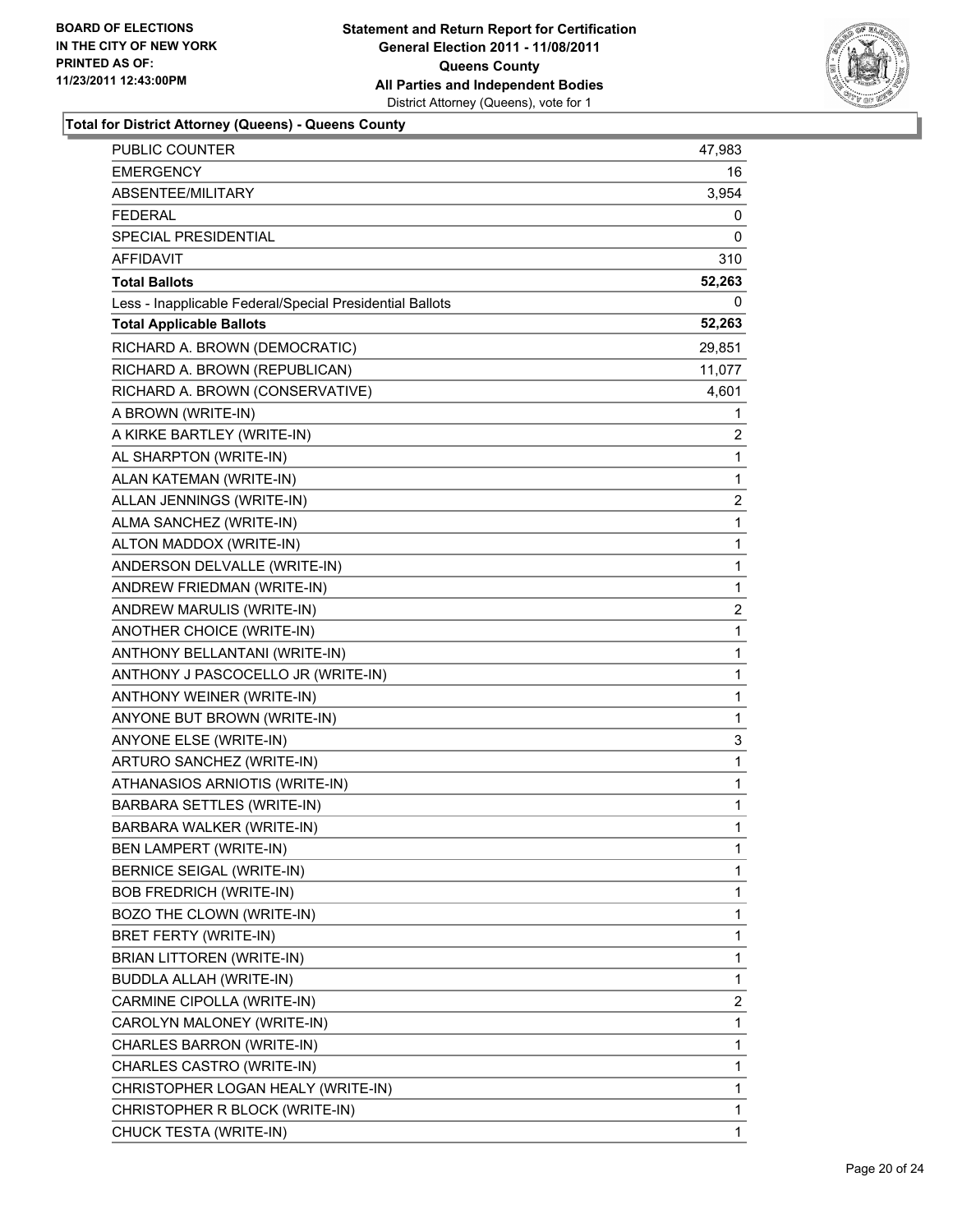**BOARD OF ELECTIONS IN THE CITY OF NEW YORK PRINTED AS OF: 11/23/2011 12:43:00PM**

**Statement and Return Report for Certification**
**General Election 2011 - 11/08/2011**
**Queens County**
**All Parties and Independent Bodies**
District Attorney (Queens), vote for 1

### Total for District Attorney (Queens) - Queens County

| | |
|---|---|
| PUBLIC COUNTER | 47,983 |
| EMERGENCY | 16 |
| ABSENTEE/MILITARY | 3,954 |
| FEDERAL | 0 |
| SPECIAL PRESIDENTIAL | 0 |
| AFFIDAVIT | 310 |
| **Total Ballots** | **52,263** |
| Less - Inapplicable Federal/Special Presidential Ballots | 0 |
| **Total Applicable Ballots** | **52,263** |
| RICHARD A. BROWN (DEMOCRATIC) | 29,851 |
| RICHARD A. BROWN (REPUBLICAN) | 11,077 |
| RICHARD A. BROWN (CONSERVATIVE) | 4,601 |
| A BROWN (WRITE-IN) | 1 |
| A KIRKE BARTLEY (WRITE-IN) | 2 |
| AL SHARPTON (WRITE-IN) | 1 |
| ALAN KATEMAN (WRITE-IN) | 1 |
| ALLAN JENNINGS (WRITE-IN) | 2 |
| ALMA SANCHEZ (WRITE-IN) | 1 |
| ALTON MADDOX (WRITE-IN) | 1 |
| ANDERSON DELVALLE (WRITE-IN) | 1 |
| ANDREW FRIEDMAN (WRITE-IN) | 1 |
| ANDREW MARULIS (WRITE-IN) | 2 |
| ANOTHER CHOICE (WRITE-IN) | 1 |
| ANTHONY BELLANTANI (WRITE-IN) | 1 |
| ANTHONY J PASCOCELLO JR (WRITE-IN) | 1 |
| ANTHONY WEINER (WRITE-IN) | 1 |
| ANYONE BUT BROWN (WRITE-IN) | 1 |
| ANYONE ELSE (WRITE-IN) | 3 |
| ARTURO SANCHEZ (WRITE-IN) | 1 |
| ATHANASIOS ARNIOTIS (WRITE-IN) | 1 |
| BARBARA SETTLES (WRITE-IN) | 1 |
| BARBARA WALKER (WRITE-IN) | 1 |
| BEN LAMPERT (WRITE-IN) | 1 |
| BERNICE SEIGAL (WRITE-IN) | 1 |
| BOB FREDRICH (WRITE-IN) | 1 |
| BOZO THE CLOWN (WRITE-IN) | 1 |
| BRET FERTY (WRITE-IN) | 1 |
| BRIAN LITTOREN (WRITE-IN) | 1 |
| BUDDLA ALLAH (WRITE-IN) | 1 |
| CARMINE CIPOLLA (WRITE-IN) | 2 |
| CAROLYN MALONEY (WRITE-IN) | 1 |
| CHARLES BARRON (WRITE-IN) | 1 |
| CHARLES CASTRO (WRITE-IN) | 1 |
| CHRISTOPHER LOGAN HEALY (WRITE-IN) | 1 |
| CHRISTOPHER R BLOCK (WRITE-IN) | 1 |
| CHUCK TESTA (WRITE-IN) | 1 |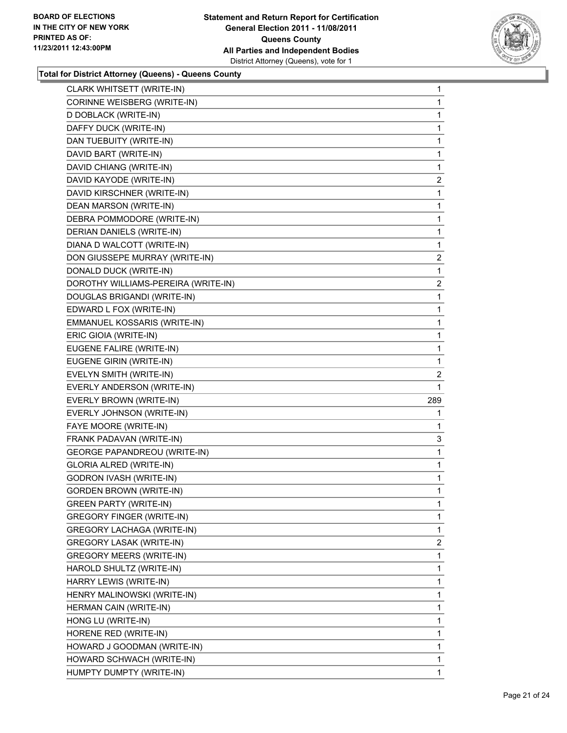**Total for District Attorney (Queens) - Queens County**

| | |
|---|---|
| CLARK WHITSETT (WRITE-IN) | 1 |
| CORINNE WEISBERG (WRITE-IN) | 1 |
| D DOBLACK (WRITE-IN) | 1 |
| DAFFY DUCK (WRITE-IN) | 1 |
| DAN TUEBUITY (WRITE-IN) | 1 |
| DAVID BART (WRITE-IN) | 1 |
| DAVID CHIANG (WRITE-IN) | 1 |
| DAVID KAYODE (WRITE-IN) | 2 |
| DAVID KIRSCHNER (WRITE-IN) | 1 |
| DEAN MARSON (WRITE-IN) | 1 |
| DEBRA POMMODORE (WRITE-IN) | 1 |
| DERIAN DANIELS (WRITE-IN) | 1 |
| DIANA D WALCOTT (WRITE-IN) | 1 |
| DON GIUSSEPE MURRAY (WRITE-IN) | 2 |
| DONALD DUCK (WRITE-IN) | 1 |
| DOROTHY WILLIAMS-PEREIRA (WRITE-IN) | 2 |
| DOUGLAS BRIGANDI (WRITE-IN) | 1 |
| EDWARD L FOX (WRITE-IN) | 1 |
| EMMANUEL KOSSARIS (WRITE-IN) | 1 |
| ERIC GIOIA (WRITE-IN) | 1 |
| EUGENE FALIRE (WRITE-IN) | 1 |
| EUGENE GIRIN (WRITE-IN) | 1 |
| EVELYN SMITH (WRITE-IN) | 2 |
| EVERLY ANDERSON (WRITE-IN) | 1 |
| EVERLY BROWN (WRITE-IN) | 289 |
| EVERLY JOHNSON (WRITE-IN) | 1 |
| FAYE MOORE (WRITE-IN) | 1 |
| FRANK PADAVAN (WRITE-IN) | 3 |
| GEORGE PAPANDREOU (WRITE-IN) | 1 |
| GLORIA ALRED (WRITE-IN) | 1 |
| GODRON IVASH (WRITE-IN) | 1 |
| GORDEN BROWN (WRITE-IN) | 1 |
| GREEN PARTY (WRITE-IN) | 1 |
| GREGORY FINGER (WRITE-IN) | 1 |
| GREGORY LACHAGA (WRITE-IN) | 1 |
| GREGORY LASAK (WRITE-IN) | 2 |
| GREGORY MEERS (WRITE-IN) | 1 |
| HAROLD SHULTZ (WRITE-IN) | 1 |
| HARRY LEWIS (WRITE-IN) | 1 |
| HENRY MALINOWSKI (WRITE-IN) | 1 |
| HERMAN CAIN (WRITE-IN) | 1 |
| HONG LU (WRITE-IN) | 1 |
| HORENE RED (WRITE-IN) | 1 |
| HOWARD J GOODMAN (WRITE-IN) | 1 |
| HOWARD SCHWACH (WRITE-IN) | 1 |
| HUMPTY DUMPTY (WRITE-IN) | 1 |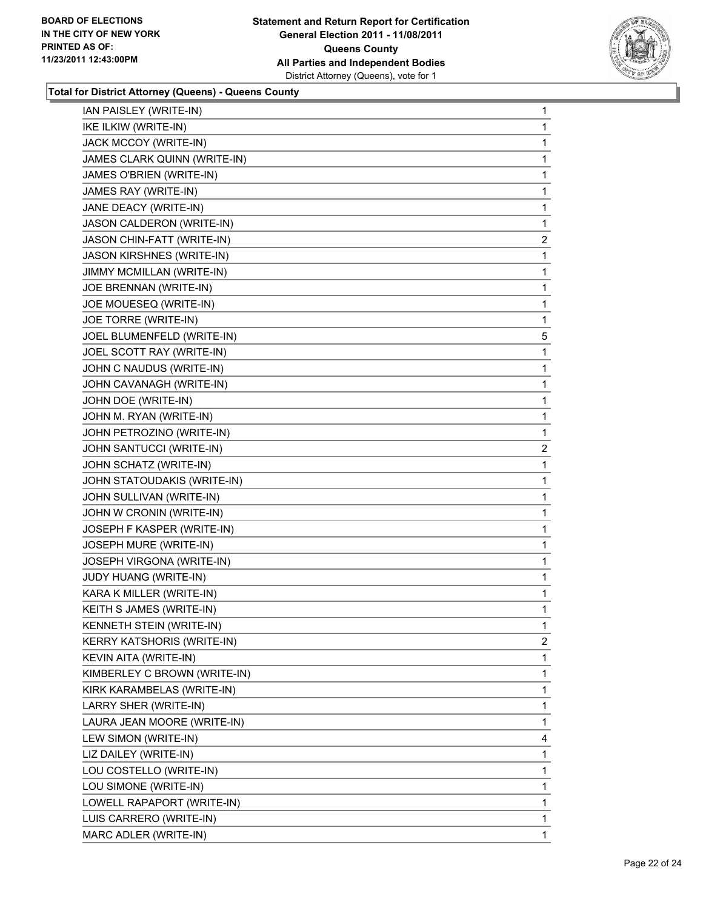**Total for District Attorney (Queens) - Queens County**

| | |
|---|---|
| IAN PAISLEY (WRITE-IN) | 1 |
| IKE ILKIW (WRITE-IN) | 1 |
| JACK MCCOY (WRITE-IN) | 1 |
| JAMES CLARK QUINN (WRITE-IN) | 1 |
| JAMES O'BRIEN (WRITE-IN) | 1 |
| JAMES RAY (WRITE-IN) | 1 |
| JANE DEACY (WRITE-IN) | 1 |
| JASON CALDERON (WRITE-IN) | 1 |
| JASON CHIN-FATT (WRITE-IN) | 2 |
| JASON KIRSHNES (WRITE-IN) | 1 |
| JIMMY MCMILLAN (WRITE-IN) | 1 |
| JOE BRENNAN (WRITE-IN) | 1 |
| JOE MOUESEQ (WRITE-IN) | 1 |
| JOE TORRE (WRITE-IN) | 1 |
| JOEL BLUMENFELD (WRITE-IN) | 5 |
| JOEL SCOTT RAY (WRITE-IN) | 1 |
| JOHN C NAUDUS (WRITE-IN) | 1 |
| JOHN CAVANAGH (WRITE-IN) | 1 |
| JOHN DOE (WRITE-IN) | 1 |
| JOHN M. RYAN (WRITE-IN) | 1 |
| JOHN PETROZINO (WRITE-IN) | 1 |
| JOHN SANTUCCI (WRITE-IN) | 2 |
| JOHN SCHATZ (WRITE-IN) | 1 |
| JOHN STATOUDAKIS (WRITE-IN) | 1 |
| JOHN SULLIVAN (WRITE-IN) | 1 |
| JOHN W CRONIN (WRITE-IN) | 1 |
| JOSEPH F KASPER (WRITE-IN) | 1 |
| JOSEPH MURE (WRITE-IN) | 1 |
| JOSEPH VIRGONA (WRITE-IN) | 1 |
| JUDY HUANG (WRITE-IN) | 1 |
| KARA K MILLER (WRITE-IN) | 1 |
| KEITH S JAMES (WRITE-IN) | 1 |
| KENNETH STEIN (WRITE-IN) | 1 |
| KERRY KATSHORIS (WRITE-IN) | 2 |
| KEVIN AITA (WRITE-IN) | 1 |
| KIMBERLEY C BROWN (WRITE-IN) | 1 |
| KIRK KARAMBELAS (WRITE-IN) | 1 |
| LARRY SHER (WRITE-IN) | 1 |
| LAURA JEAN MOORE (WRITE-IN) | 1 |
| LEW SIMON (WRITE-IN) | 4 |
| LIZ DAILEY (WRITE-IN) | 1 |
| LOU COSTELLO (WRITE-IN) | 1 |
| LOU SIMONE (WRITE-IN) | 1 |
| LOWELL RAPAPORT (WRITE-IN) | 1 |
| LUIS CARRERO (WRITE-IN) | 1 |
| MARC ADLER (WRITE-IN) | 1 |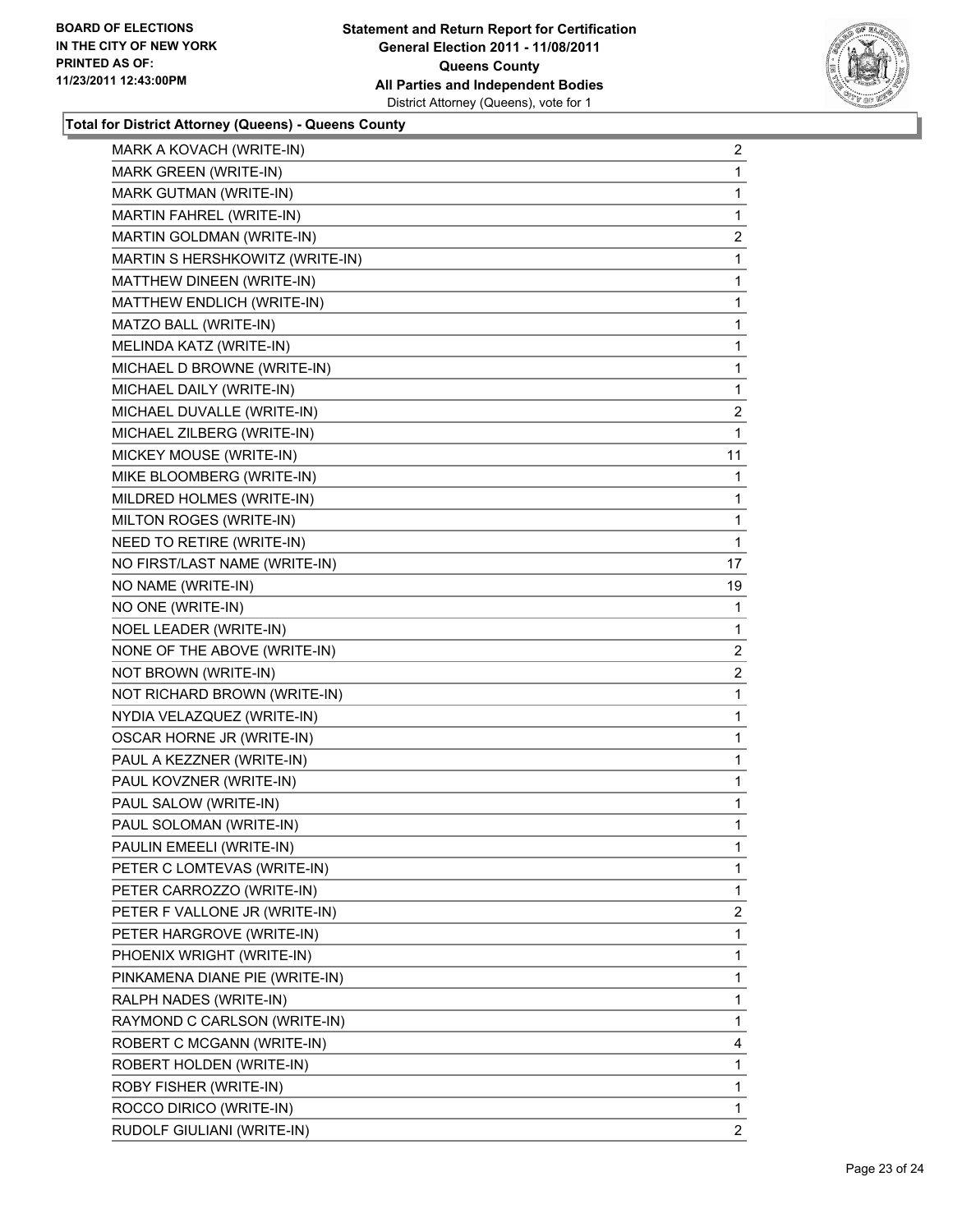**BOARD OF ELECTIONS IN THE CITY OF NEW YORK PRINTED AS OF: 11/23/2011 12:43:00PM**

**Statement and Return Report for Certification General Election 2011 - 11/08/2011 Queens County All Parties and Independent Bodies**
District Attorney (Queens), vote for 1

**Total for District Attorney (Queens) - Queens County**

| | |
|---|---|
| MARK A KOVACH (WRITE-IN) | 2 |
| MARK GREEN (WRITE-IN) | 1 |
| MARK GUTMAN (WRITE-IN) | 1 |
| MARTIN FAHREL (WRITE-IN) | 1 |
| MARTIN GOLDMAN (WRITE-IN) | 2 |
| MARTIN S HERSHKOWITZ (WRITE-IN) | 1 |
| MATTHEW DINEEN (WRITE-IN) | 1 |
| MATTHEW ENDLICH (WRITE-IN) | 1 |
| MATZO BALL (WRITE-IN) | 1 |
| MELINDA KATZ (WRITE-IN) | 1 |
| MICHAEL D BROWNE (WRITE-IN) | 1 |
| MICHAEL DAILY (WRITE-IN) | 1 |
| MICHAEL DUVALLE (WRITE-IN) | 2 |
| MICHAEL ZILBERG (WRITE-IN) | 1 |
| MICKEY MOUSE (WRITE-IN) | 11 |
| MIKE BLOOMBERG (WRITE-IN) | 1 |
| MILDRED HOLMES (WRITE-IN) | 1 |
| MILTON ROGES (WRITE-IN) | 1 |
| NEED TO RETIRE (WRITE-IN) | 1 |
| NO FIRST/LAST NAME (WRITE-IN) | 17 |
| NO NAME (WRITE-IN) | 19 |
| NO ONE (WRITE-IN) | 1 |
| NOEL LEADER (WRITE-IN) | 1 |
| NONE OF THE ABOVE (WRITE-IN) | 2 |
| NOT BROWN (WRITE-IN) | 2 |
| NOT RICHARD BROWN (WRITE-IN) | 1 |
| NYDIA VELAZQUEZ (WRITE-IN) | 1 |
| OSCAR HORNE JR (WRITE-IN) | 1 |
| PAUL A KEZZNER (WRITE-IN) | 1 |
| PAUL KOVZNER (WRITE-IN) | 1 |
| PAUL SALOW (WRITE-IN) | 1 |
| PAUL SOLOMAN (WRITE-IN) | 1 |
| PAULIN EMEELI (WRITE-IN) | 1 |
| PETER C LOMTEVAS (WRITE-IN) | 1 |
| PETER CARROZZO (WRITE-IN) | 1 |
| PETER F VALLONE JR (WRITE-IN) | 2 |
| PETER HARGROVE (WRITE-IN) | 1 |
| PHOENIX WRIGHT (WRITE-IN) | 1 |
| PINKAMENA DIANE PIE (WRITE-IN) | 1 |
| RALPH NADES (WRITE-IN) | 1 |
| RAYMOND C CARLSON (WRITE-IN) | 1 |
| ROBERT C MCGANN (WRITE-IN) | 4 |
| ROBERT HOLDEN (WRITE-IN) | 1 |
| ROBY FISHER (WRITE-IN) | 1 |
| ROCCO DIRICO (WRITE-IN) | 1 |
| RUDOLF GIULIANI (WRITE-IN) | 2 |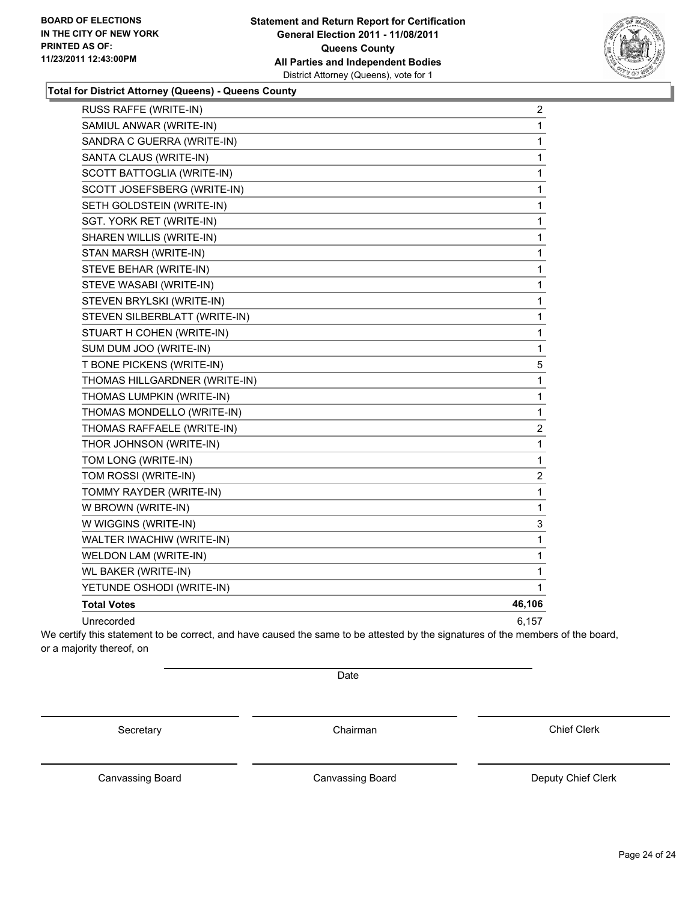BOARD OF ELECTIONS
IN THE CITY OF NEW YORK
PRINTED AS OF:
11/23/2011 12:43:00PM

**Statement and Return Report for Certification**
**General Election 2011 - 11/08/2011**
**Queens County**
**All Parties and Independent Bodies**
District Attorney (Queens), vote for 1

**Total for District Attorney (Queens) - Queens County**

| | |
|---|---|
| RUSS RAFFE (WRITE-IN) | 2 |
| SAMIUL ANWAR (WRITE-IN) | 1 |
| SANDRA C GUERRA (WRITE-IN) | 1 |
| SANTA CLAUS (WRITE-IN) | 1 |
| SCOTT BATTOGLIA (WRITE-IN) | 1 |
| SCOTT JOSEFSBERG (WRITE-IN) | 1 |
| SETH GOLDSTEIN (WRITE-IN) | 1 |
| SGT. YORK RET (WRITE-IN) | 1 |
| SHAREN WILLIS (WRITE-IN) | 1 |
| STAN MARSH (WRITE-IN) | 1 |
| STEVE BEHAR (WRITE-IN) | 1 |
| STEVE WASABI (WRITE-IN) | 1 |
| STEVEN BRYLSKI (WRITE-IN) | 1 |
| STEVEN SILBERBLATT (WRITE-IN) | 1 |
| STUART H COHEN (WRITE-IN) | 1 |
| SUM DUM JOO (WRITE-IN) | 1 |
| T BONE PICKENS (WRITE-IN) | 5 |
| THOMAS HILLGARDNER (WRITE-IN) | 1 |
| THOMAS LUMPKIN (WRITE-IN) | 1 |
| THOMAS MONDELLO (WRITE-IN) | 1 |
| THOMAS RAFFAELE (WRITE-IN) | 2 |
| THOR JOHNSON (WRITE-IN) | 1 |
| TOM LONG (WRITE-IN) | 1 |
| TOM ROSSI (WRITE-IN) | 2 |
| TOMMY RAYDER (WRITE-IN) | 1 |
| W BROWN (WRITE-IN) | 1 |
| W WIGGINS (WRITE-IN) | 3 |
| WALTER IWACHIW (WRITE-IN) | 1 |
| WELDON LAM (WRITE-IN) | 1 |
| WL BAKER (WRITE-IN) | 1 |
| YETUNDE OSHODI (WRITE-IN) | 1 |
| **Total Votes** | **46,106** |
| Unrecorded | 6,157 |

We certify this statement to be correct, and have caused the same to be attested by the signatures of the members of the board, or a majority thereof, on

Date

Secretary | Chairman | Chief Clerk

Canvassing Board | Canvassing Board | Deputy Chief Clerk